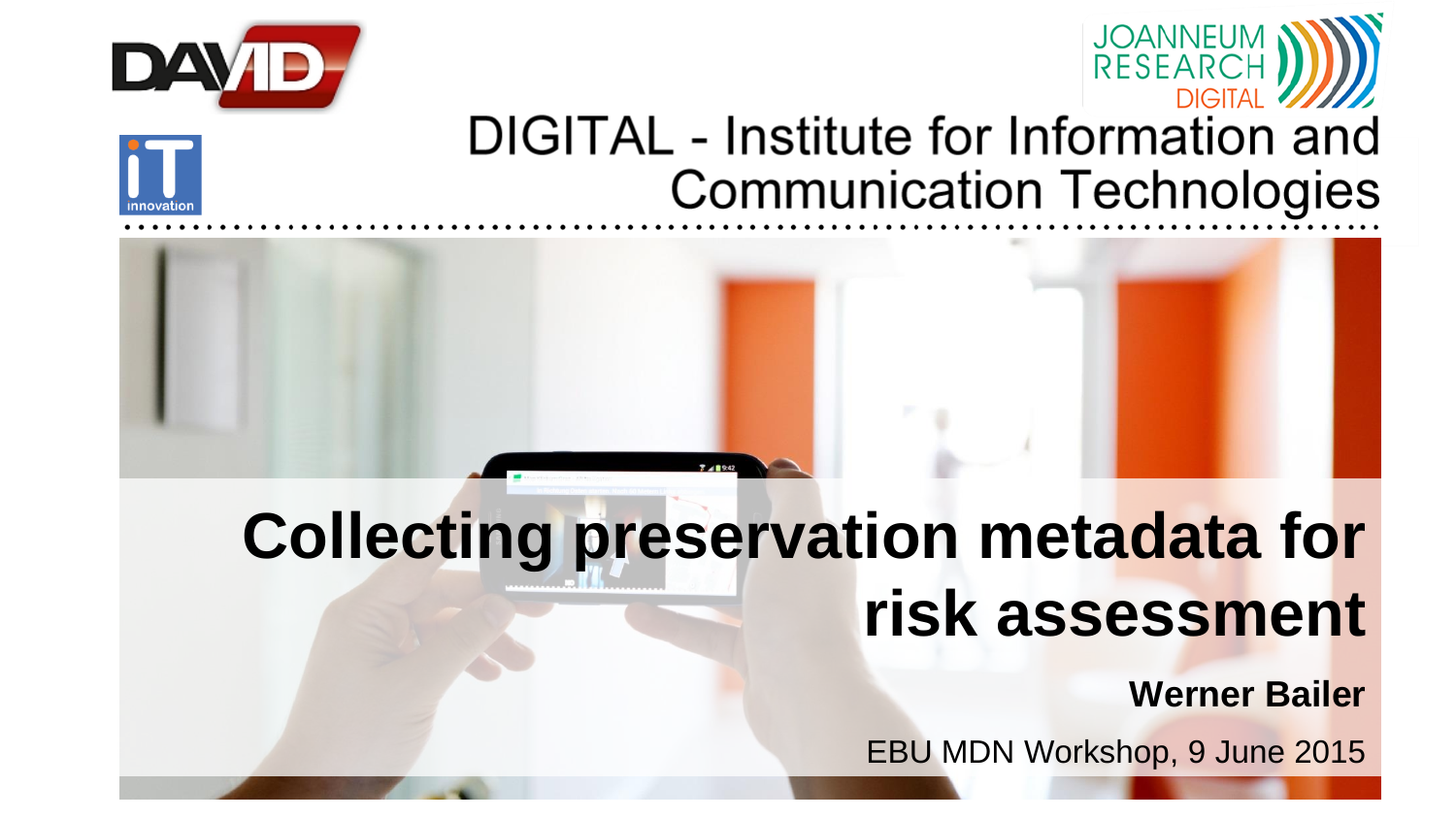DIGITAL - Institute for Information and Communication Technologies

# Collecting preservation metadata for risk assessment

**Werner Bailer**

EBU MDN Workshop, 9 June 2015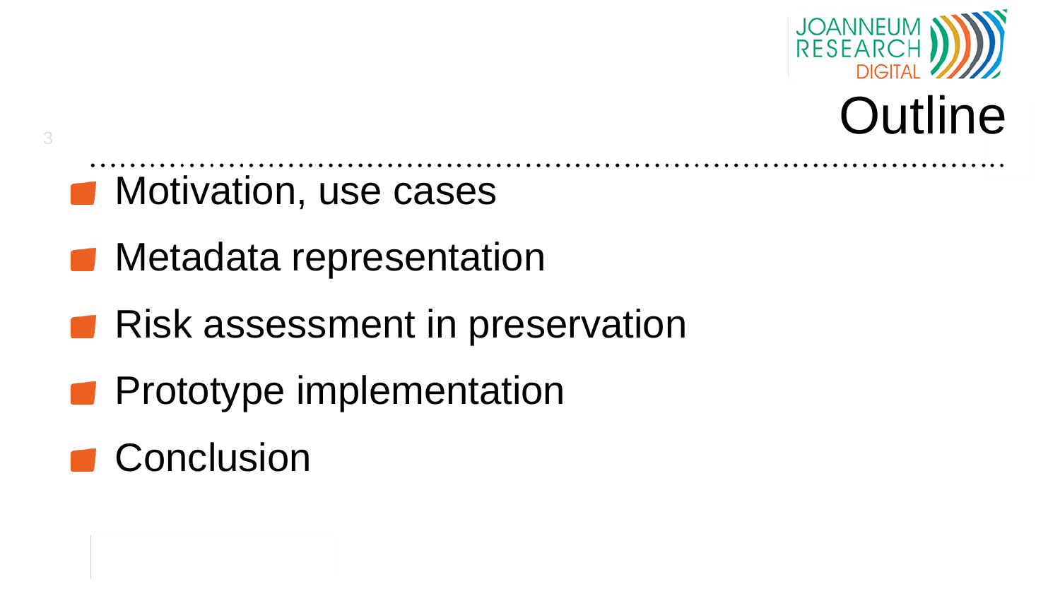# Outline

- Motivation, use cases
- Metadata representation
- Risk assessment in preservation
- Prototype implementation
- Conclusion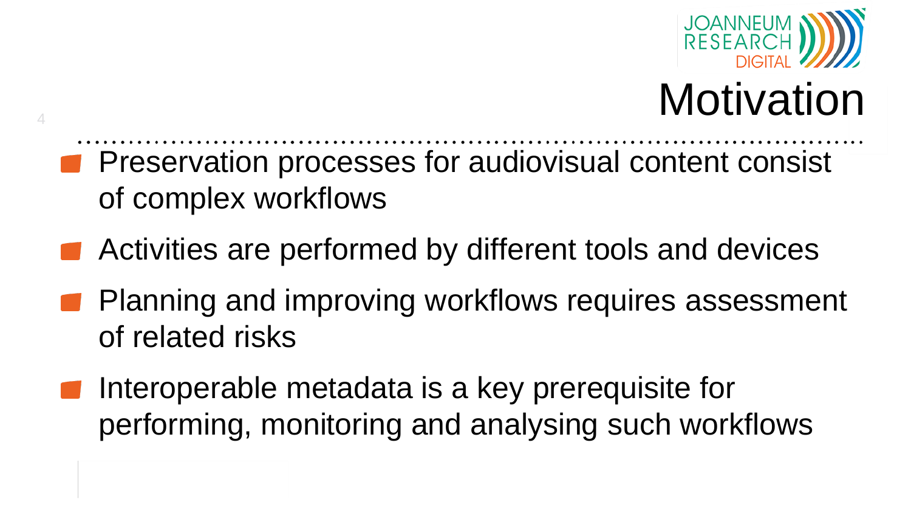# Motivation

- Preservation processes for audiovisual content consist of complex workflows
- Activities are performed by different tools and devices
- Planning and improving workflows requires assessment of related risks
- Interoperable metadata is a key prerequisite for performing, monitoring and analysing such workflows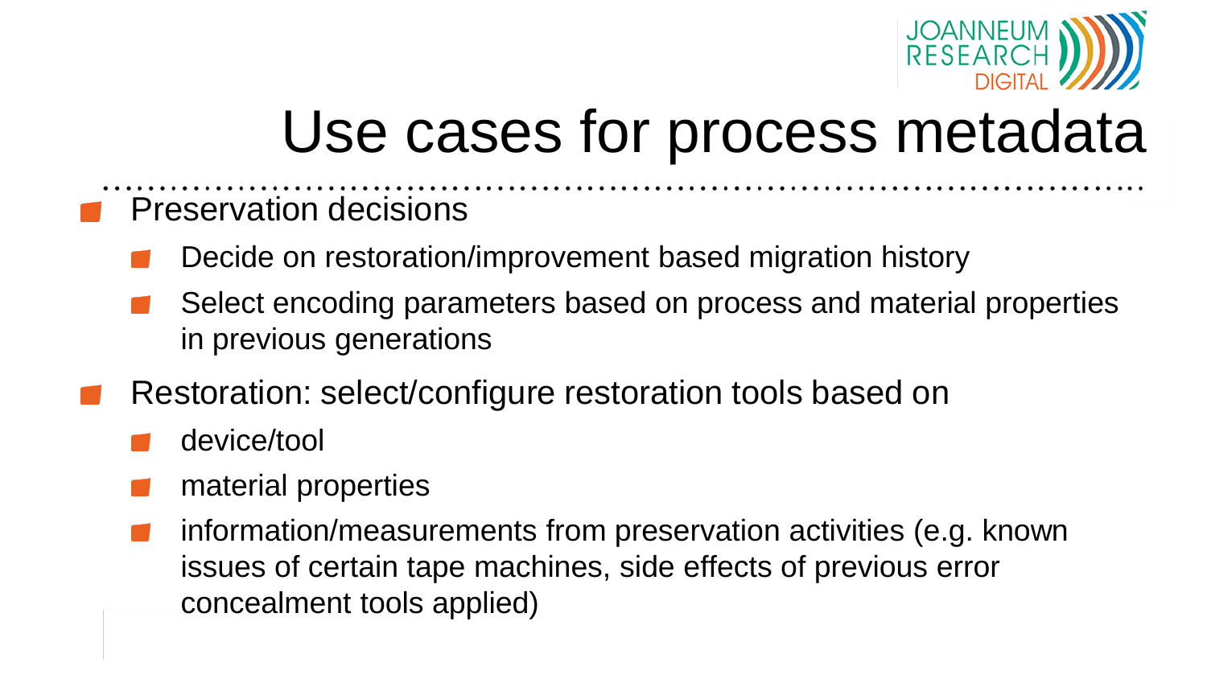# Use cases for process metadata

- Preservation decisions
  - Decide on restoration/improvement based migration history
  - Select encoding parameters based on process and material properties in previous generations
- Restoration: select/configure restoration tools based on
  - device/tool
  - material properties
  - information/measurements from preservation activities (e.g. known issues of certain tape machines, side effects of previous error concealment tools applied)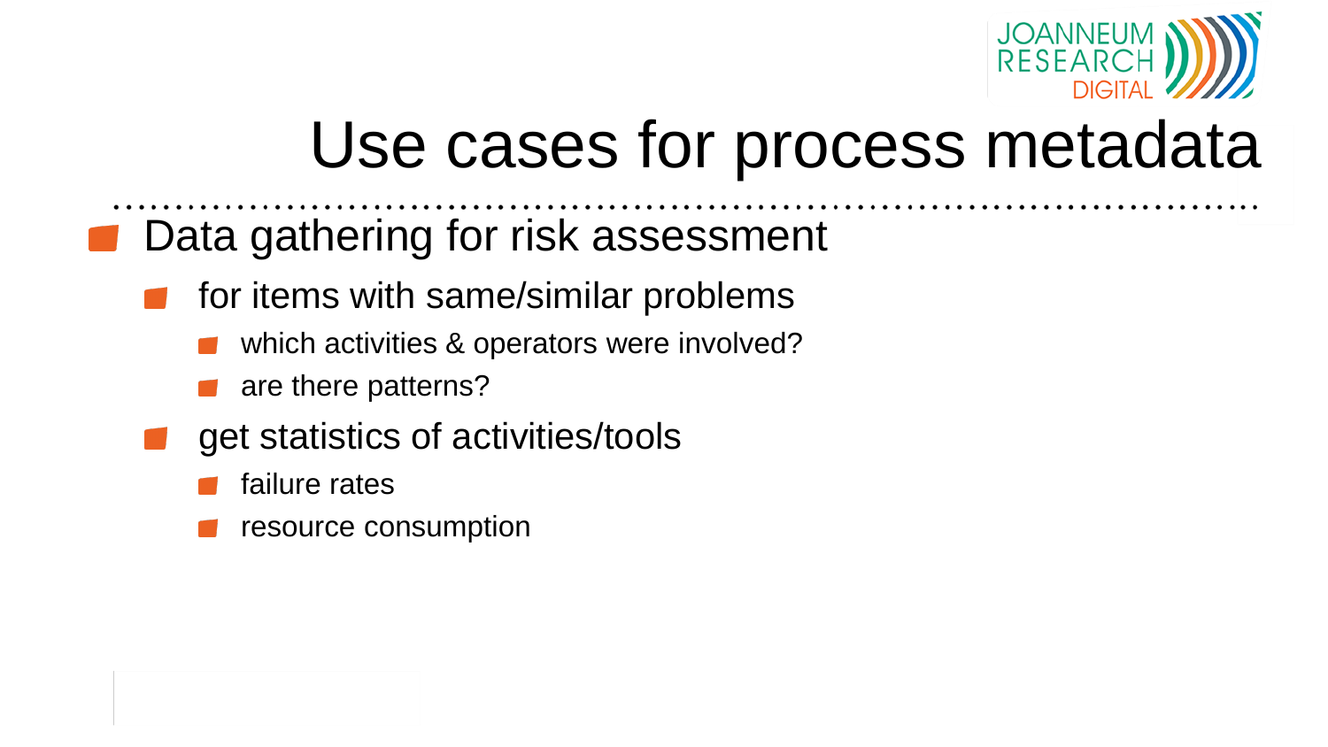# Use cases for process metadata

- Data gathering for risk assessment
  - for items with same/similar problems
    - which activities & operators were involved?
    - are there patterns?
  - get statistics of activities/tools
    - failure rates
    - resource consumption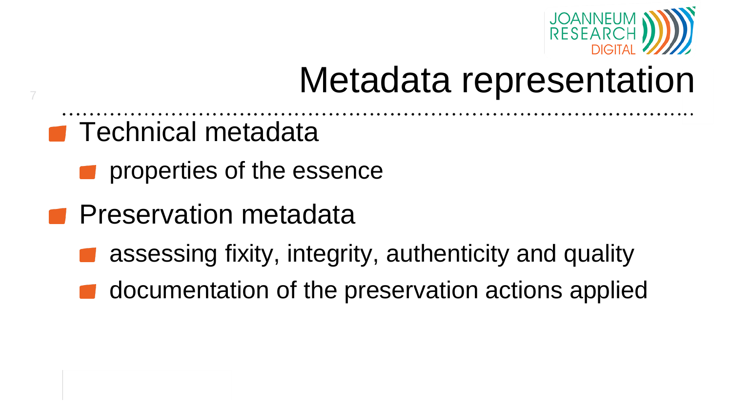# Metadata representation

- Technical metadata
  - properties of the essence
- Preservation metadata
  - assessing fixity, integrity, authenticity and quality
  - documentation of the preservation actions applied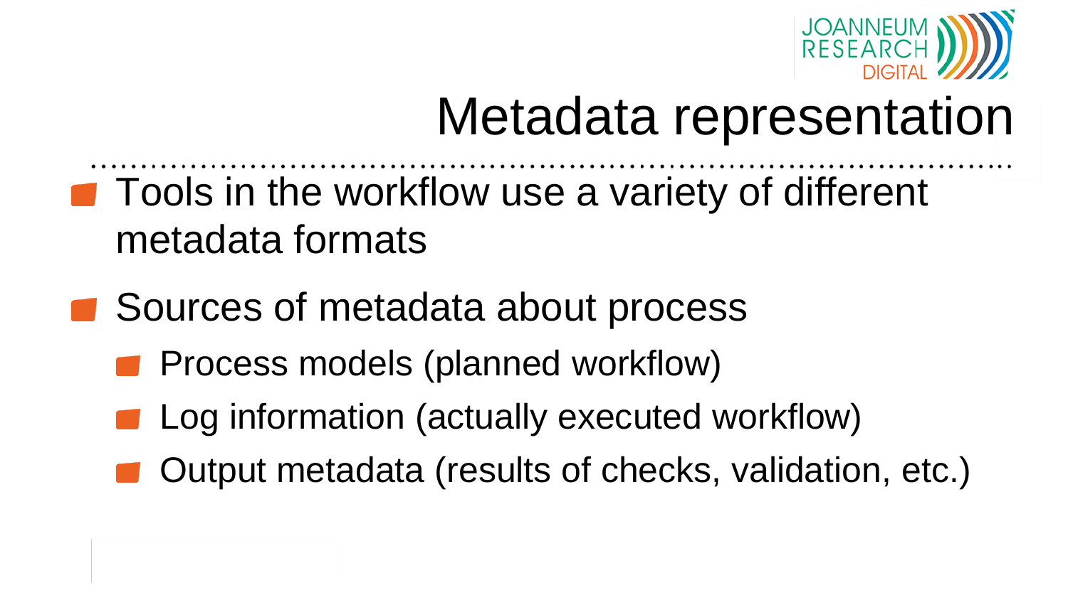# Metadata representation

- Tools in the workflow use a variety of different metadata formats
- Sources of metadata about process
  - Process models (planned workflow)
  - Log information (actually executed workflow)
  - Output metadata (results of checks, validation, etc.)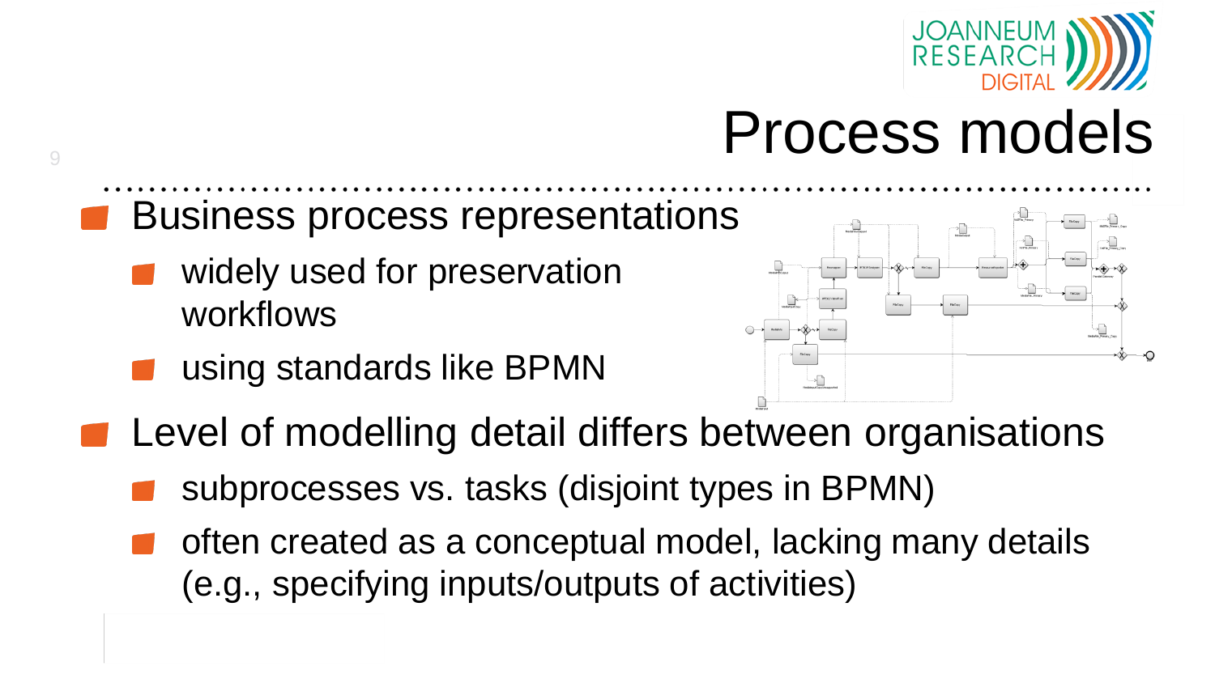# Process models

- Business process representations
  - widely used for preservation workflows
  - using standards like BPMN
- Level of modelling detail differs between organisations
  - subprocesses vs. tasks (disjoint types in BPMN)
  - often created as a conceptual model, lacking many details (e.g., specifying inputs/outputs of activities)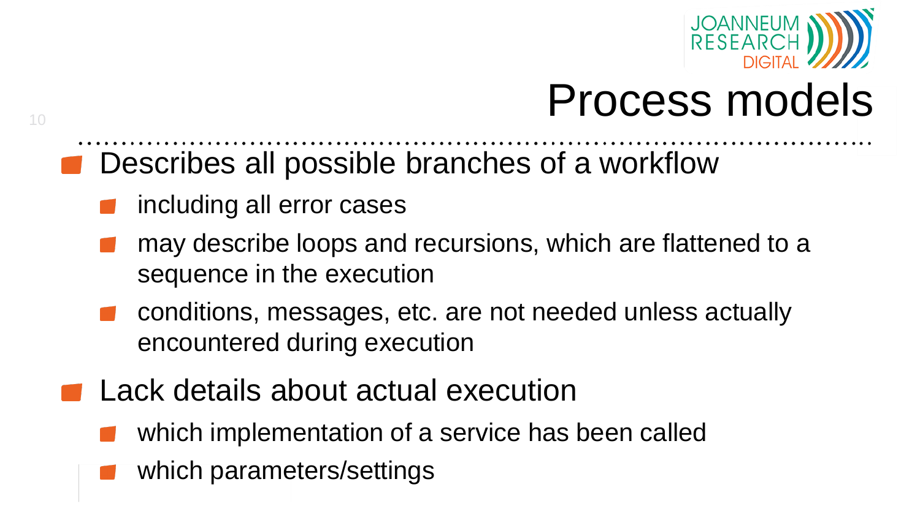# Process models

- Describes all possible branches of a workflow
  - including all error cases
  - may describe loops and recursions, which are flattened to a sequence in the execution
  - conditions, messages, etc. are not needed unless actually encountered during execution
- Lack details about actual execution
  - which implementation of a service has been called
  - which parameters/settings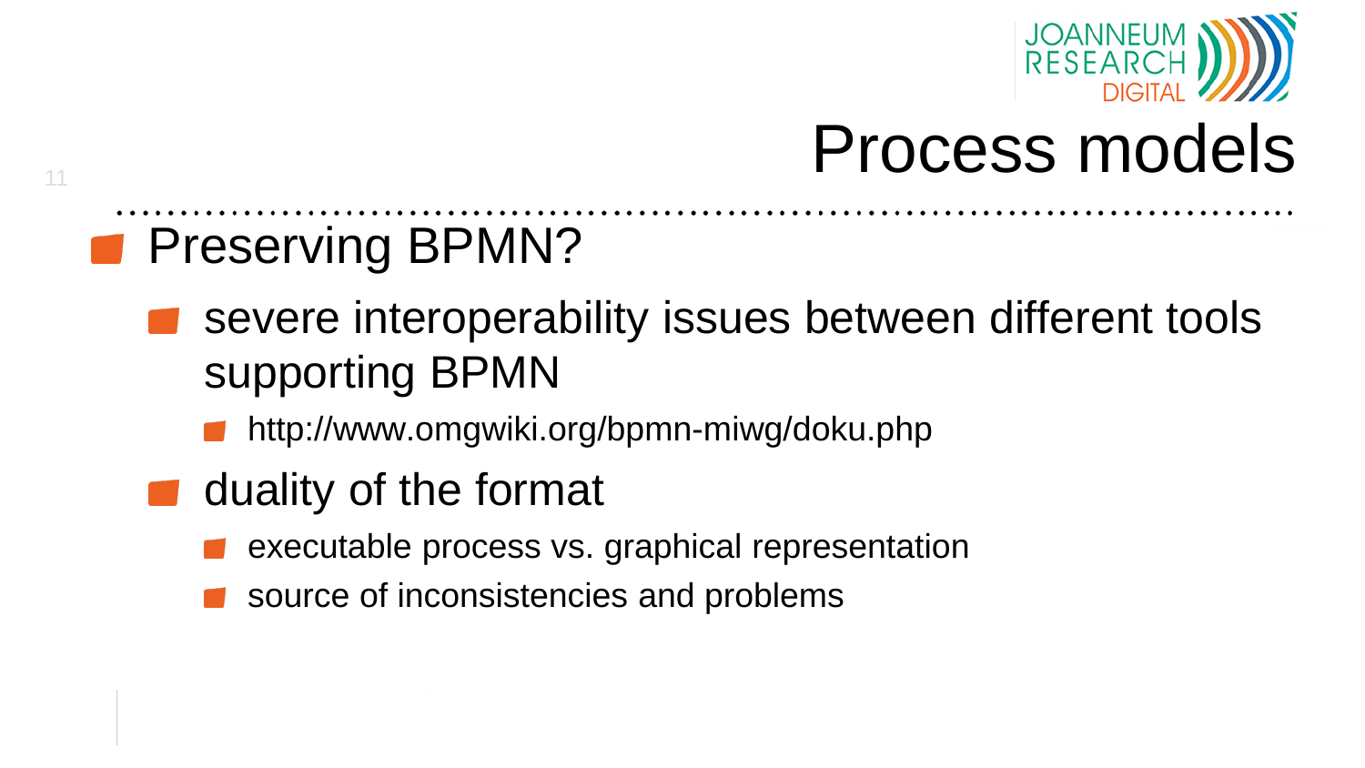# Process models

- Preserving BPMN?
  - severe interoperability issues between different tools supporting BPMN
    - http://www.omgwiki.org/bpmn-miwg/doku.php
  - duality of the format
    - executable process vs. graphical representation
    - source of inconsistencies and problems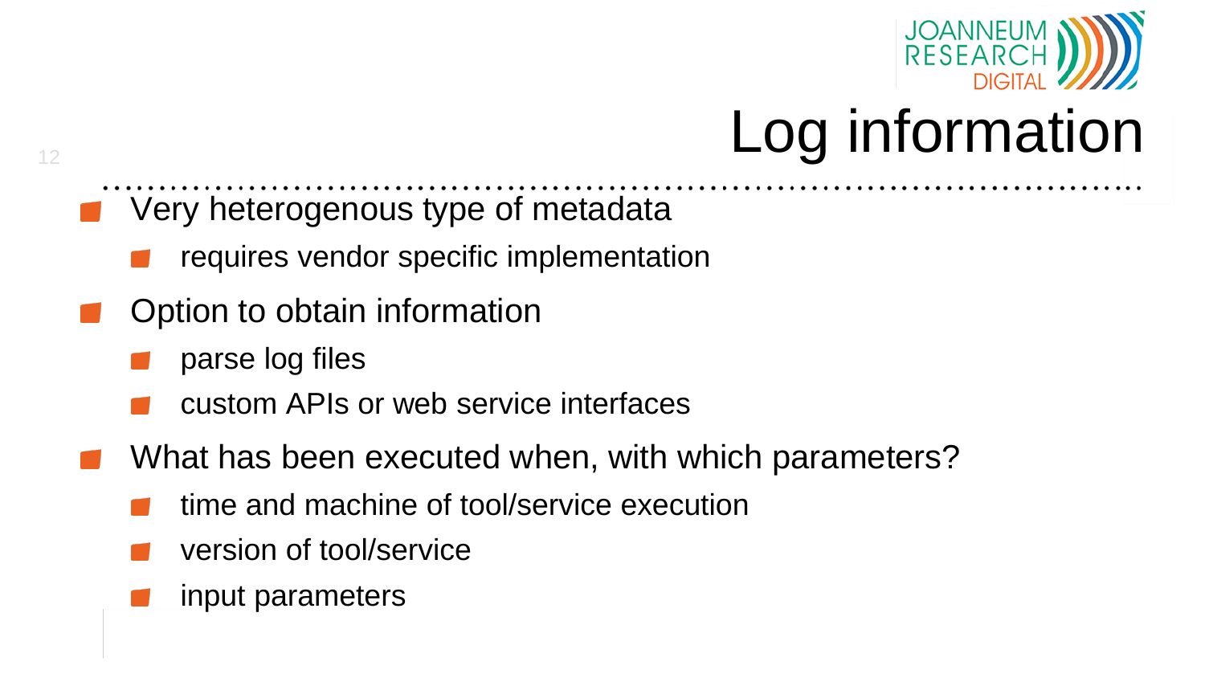# Log information

- Very heterogenous type of metadata
  - requires vendor specific implementation
- Option to obtain information
  - parse log files
  - custom APIs or web service interfaces
- What has been executed when, with which parameters?
  - time and machine of tool/service execution
  - version of tool/service
  - input parameters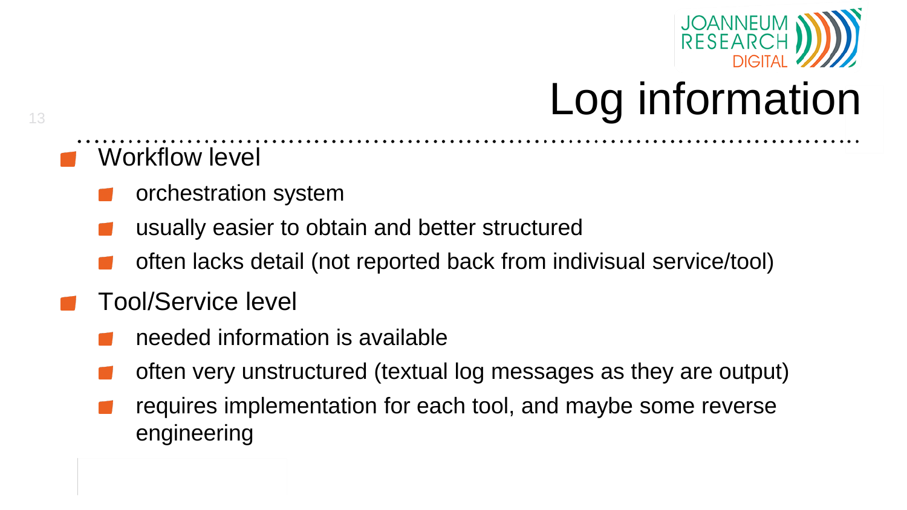# Log information

- Workflow level
  - orchestration system
  - usually easier to obtain and better structured
  - often lacks detail (not reported back from indivisual service/tool)
- Tool/Service level
  - needed information is available
  - often very unstructured (textual log messages as they are output)
  - requires implementation for each tool, and maybe some reverse engineering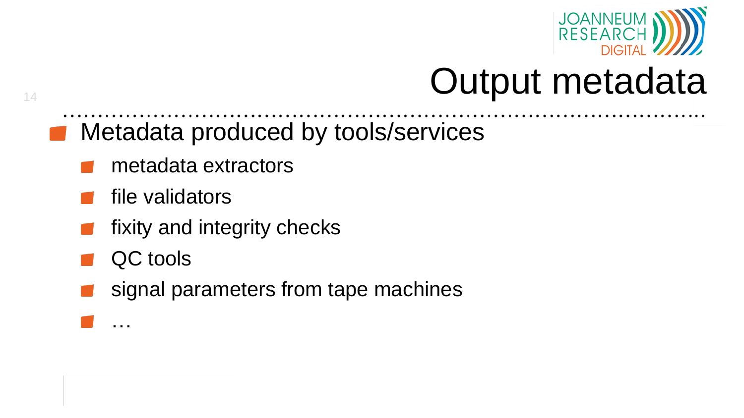# Output metadata

- Metadata produced by tools/services
  - metadata extractors
  - file validators
  - fixity and integrity checks
  - QC tools
  - signal parameters from tape machines
  - …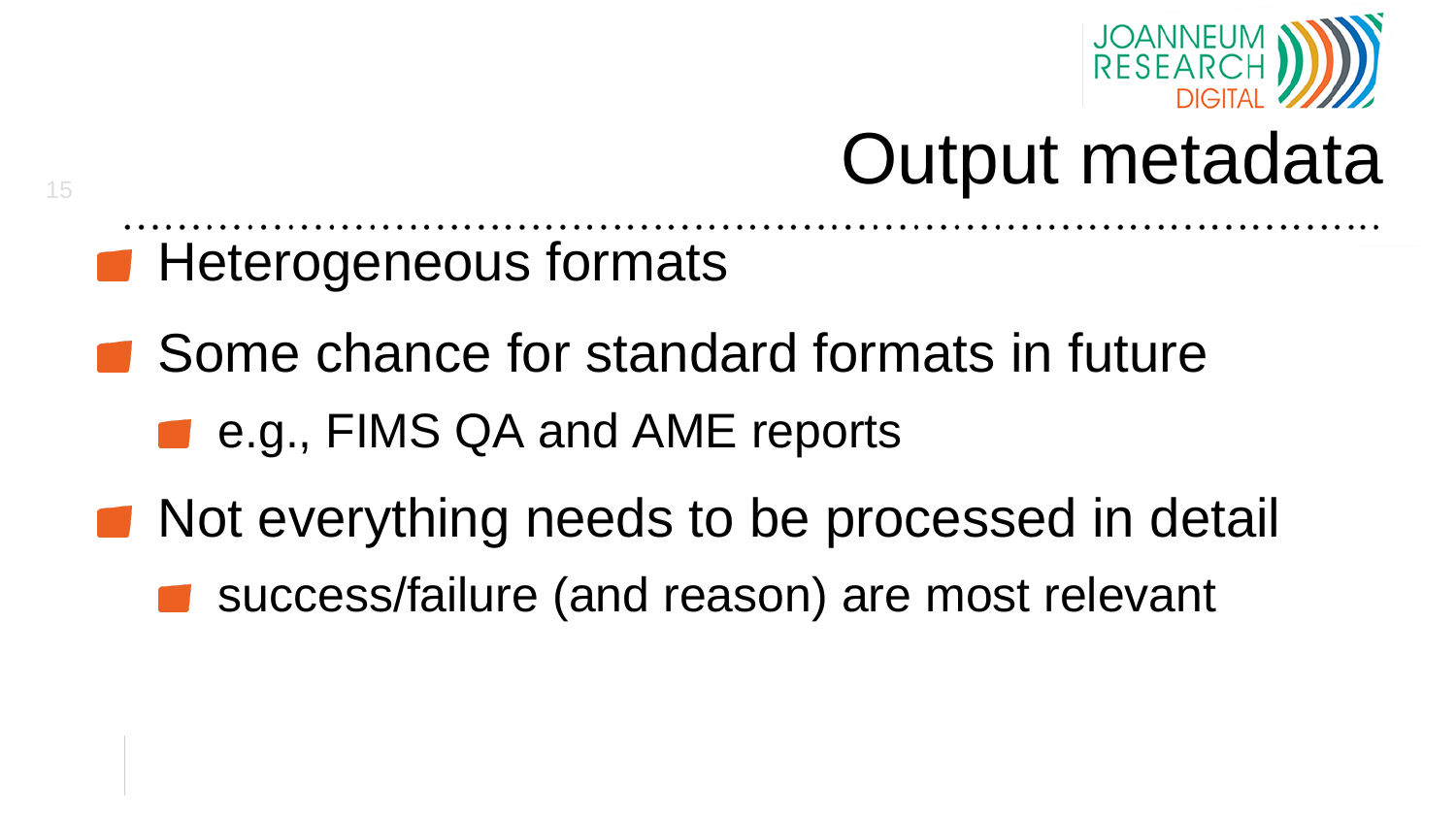# Output metadata

- Heterogeneous formats
- Some chance for standard formats in future
  - e.g., FIMS QA and AME reports
- Not everything needs to be processed in detail
  - success/failure (and reason) are most relevant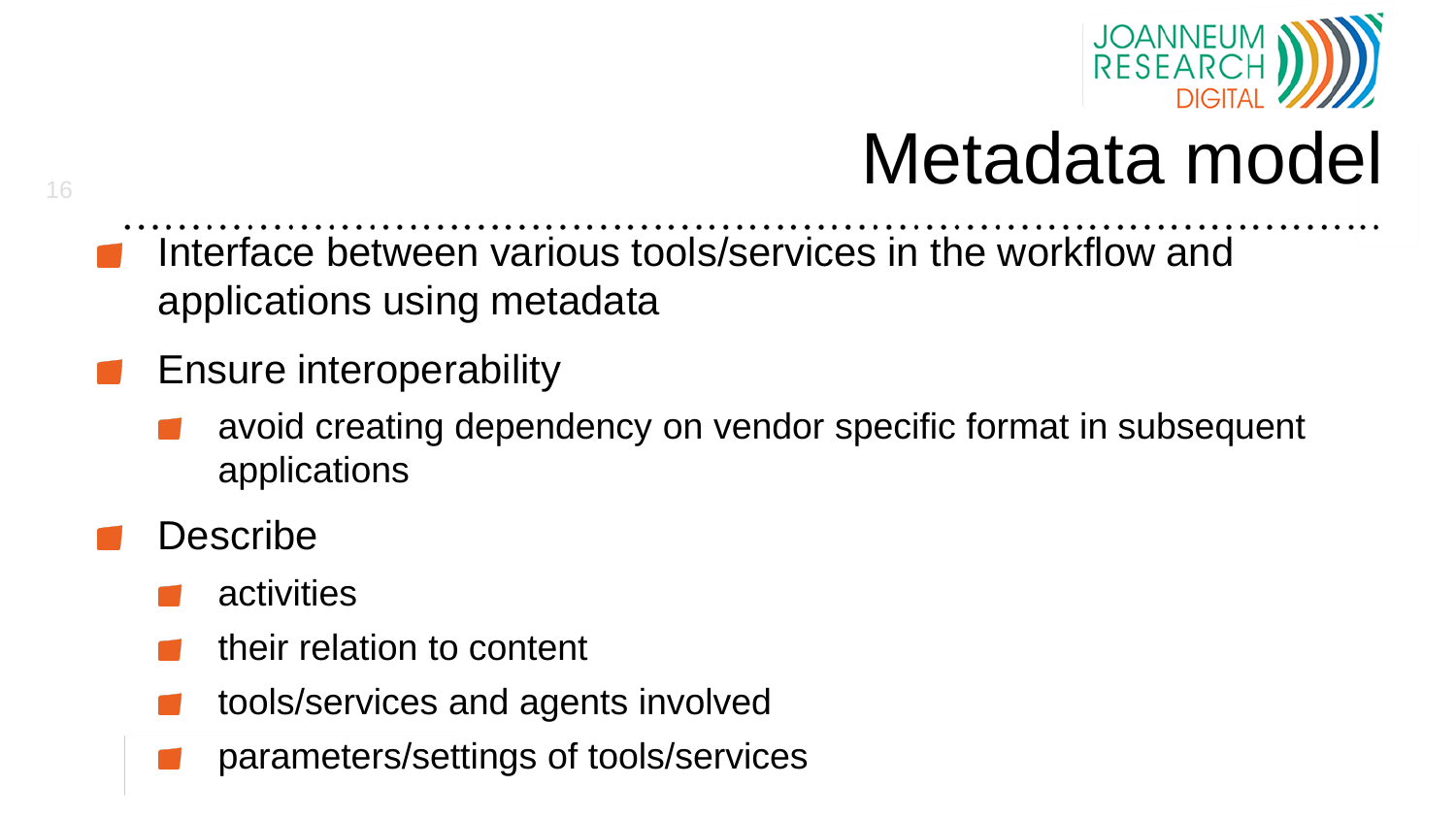# Metadata model

- Interface between various tools/services in the workflow and applications using metadata
- Ensure interoperability
  - avoid creating dependency on vendor specific format in subsequent applications
- Describe
  - activities
  - their relation to content
  - tools/services and agents involved
  - parameters/settings of tools/services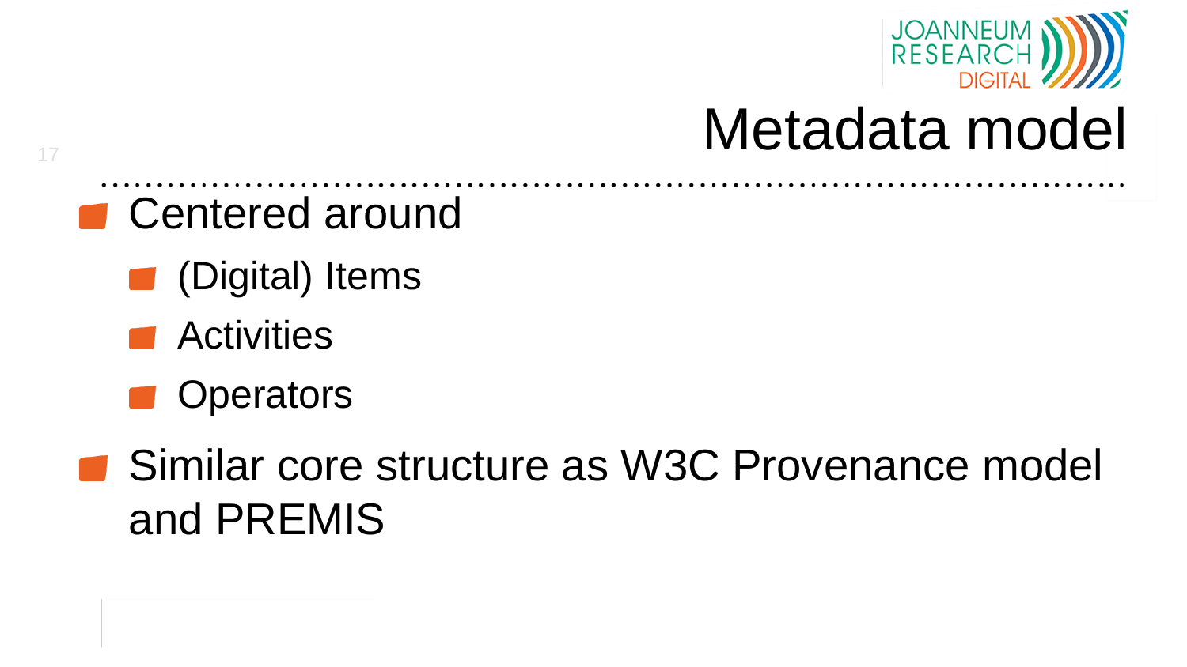# Metadata model

- Centered around
  - (Digital) Items
  - Activities
  - Operators
- Similar core structure as W3C Provenance model and PREMIS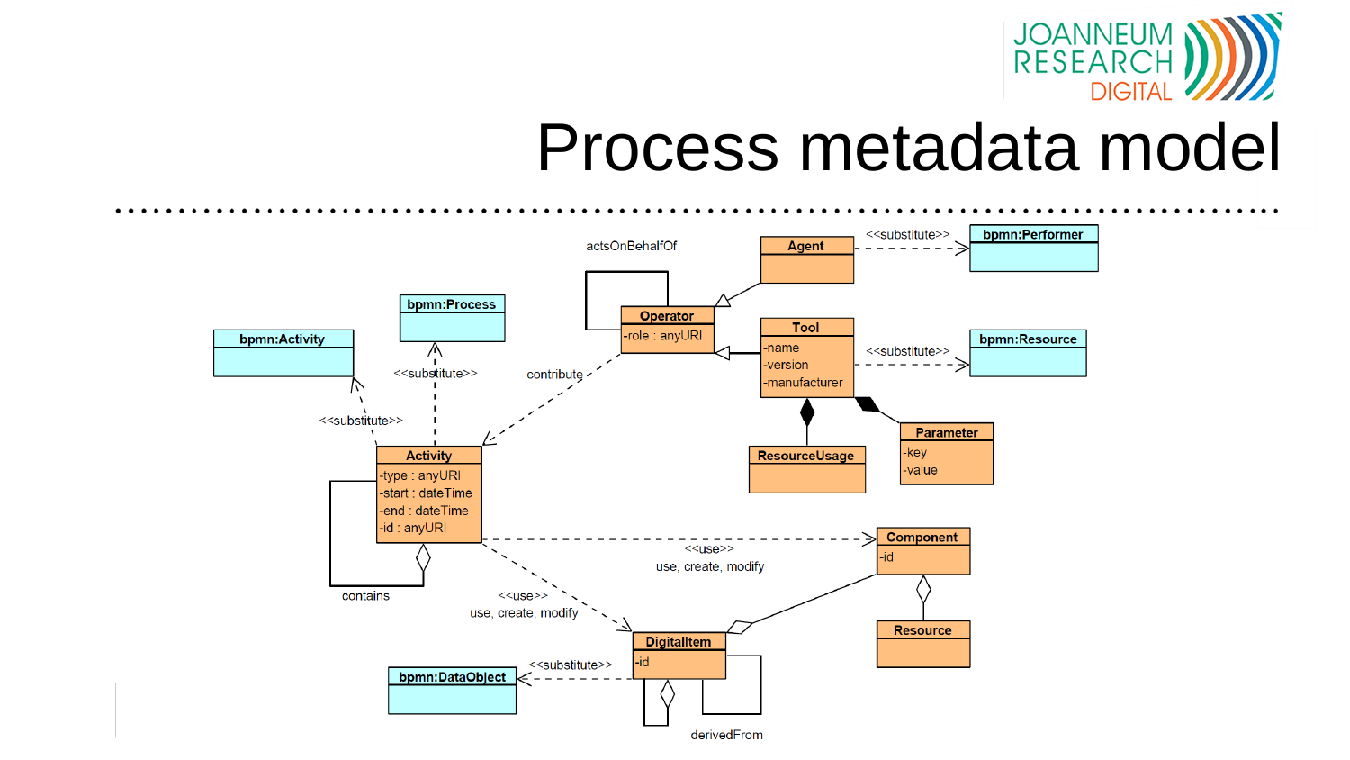# Process metadata model

Agent

bpmn:Performer

<<substitute>>

actsOnBehalfOf

Operator
-role : anyURI

Tool
-name
-version
-manufacturer

bpmn:Resource

<<substitute>>

bpmn:Process

bpmn:Activity

<<substitute>>

<<substitute>>

contribute

Parameter
-key
-value

ResourceUsage

Activity
-type : anyURI
-start : dateTime
-end : dateTime
-id : anyURI

contains

Component
-id

<<use>>
use, create, modify

<<use>>
use, create, modify

Resource

DigitalItem
-id

bpmn:DataObject

<<substitute>>

derivedFrom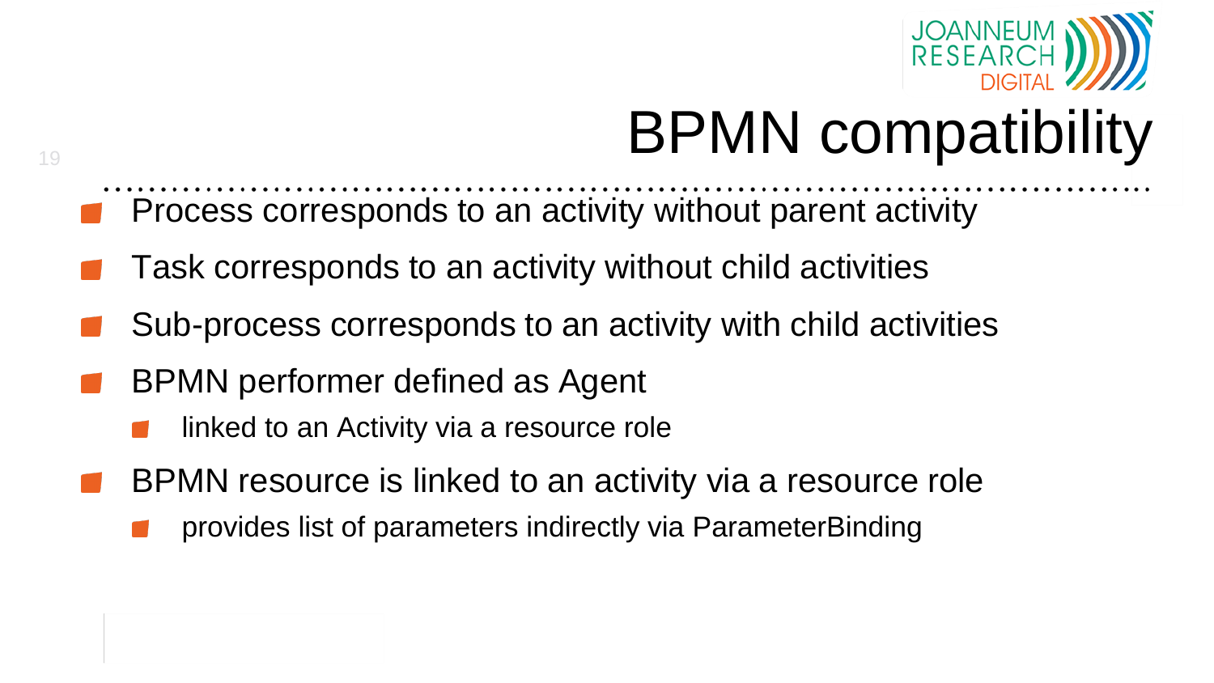# BPMN compatibility

- Process corresponds to an activity without parent activity
- Task corresponds to an activity without child activities
- Sub-process corresponds to an activity with child activities
- BPMN performer defined as Agent
  - linked to an Activity via a resource role
- BPMN resource is linked to an activity via a resource role
  - provides list of parameters indirectly via ParameterBinding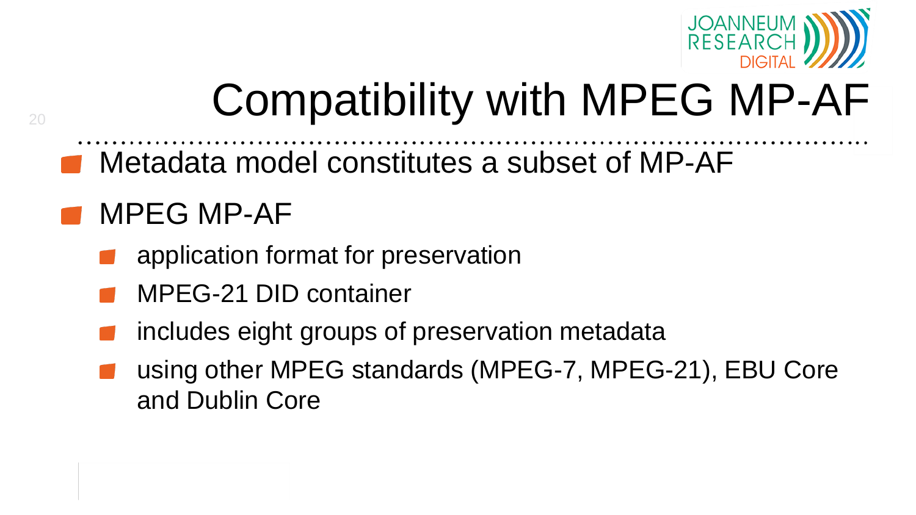# Compatibility with MPEG MP-AF

- Metadata model constitutes a subset of MP-AF
- MPEG MP-AF
  - application format for preservation
  - MPEG-21 DID container
  - includes eight groups of preservation metadata
  - using other MPEG standards (MPEG-7, MPEG-21), EBU Core and Dublin Core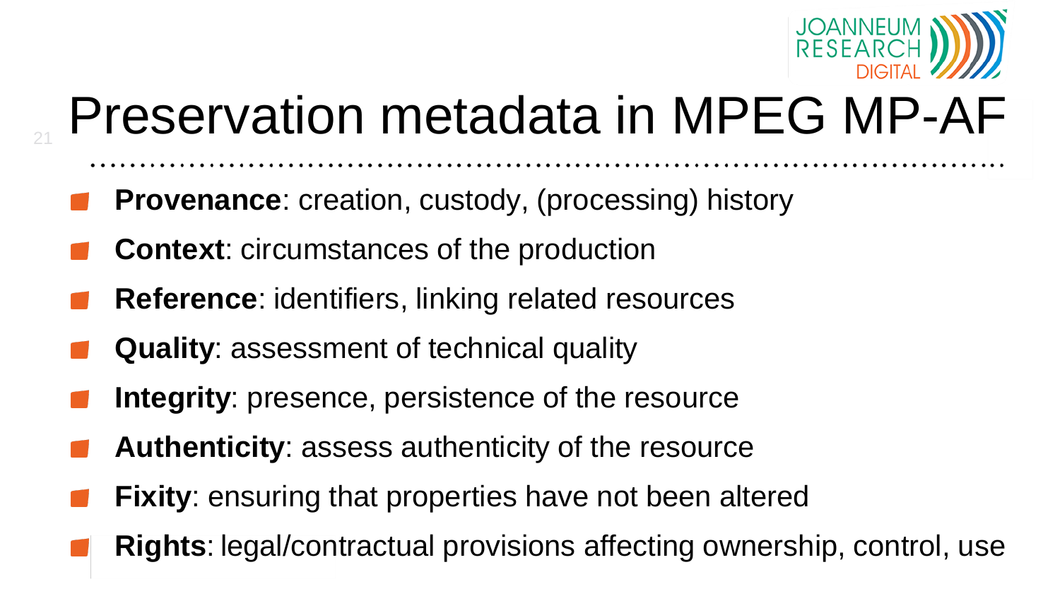# Preservation metadata in MPEG MP-AF

- **Provenance**: creation, custody, (processing) history
- **Context**: circumstances of the production
- **Reference**: identifiers, linking related resources
- **Quality**: assessment of technical quality
- **Integrity**: presence, persistence of the resource
- **Authenticity**: assess authenticity of the resource
- **Fixity**: ensuring that properties have not been altered
- **Rights**: legal/contractual provisions affecting ownership, control, use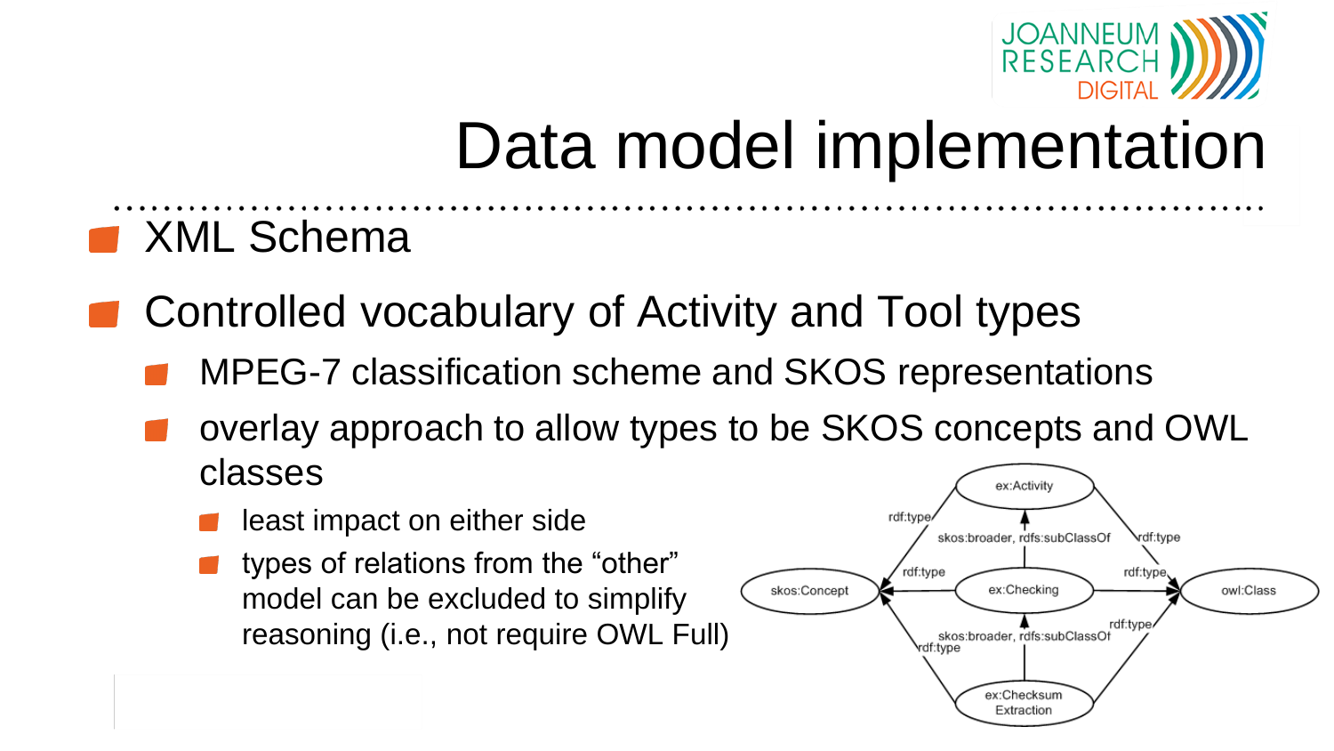# Data model implementation

- XML Schema
- Controlled vocabulary of Activity and Tool types
  - MPEG-7 classification scheme and SKOS representations
  - overlay approach to allow types to be SKOS concepts and OWL classes
    - least impact on either side
    - types of relations from the "other" model can be excluded to simplify reasoning (i.e., not require OWL Full)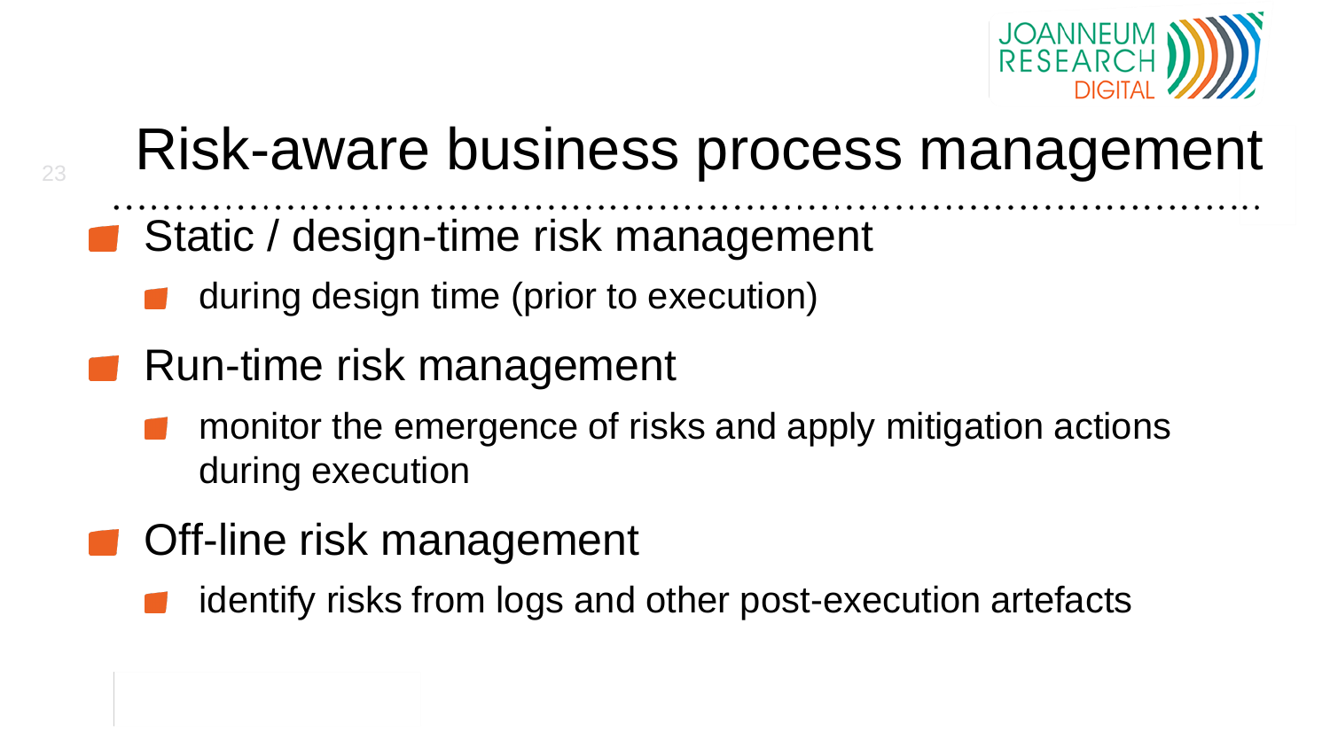# Risk-aware business process management

- Static / design-time risk management
  - during design time (prior to execution)
- Run-time risk management
  - monitor the emergence of risks and apply mitigation actions during execution
- Off-line risk management
  - identify risks from logs and other post-execution artefacts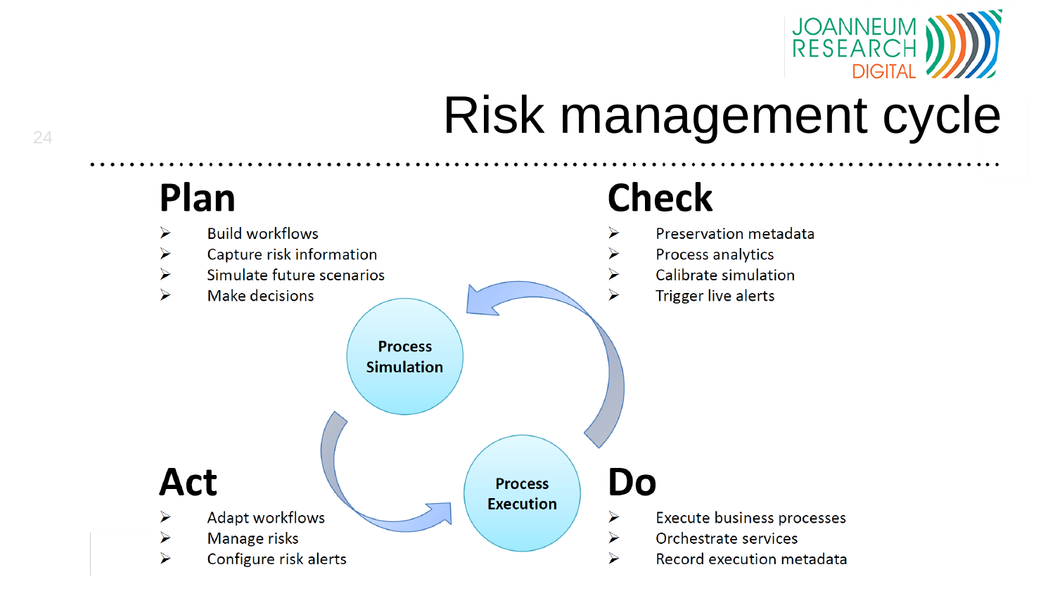# Risk management cycle

## Plan

- Build workflows
- Capture risk information
- Simulate future scenarios
- Make decisions

## Check

- Preservation metadata
- Process analytics
- Calibrate simulation
- Trigger live alerts

Process Simulation

Process Execution

## Act

- Adapt workflows
- Manage risks
- Configure risk alerts

## Do

- Execute business processes
- Orchestrate services
- Record execution metadata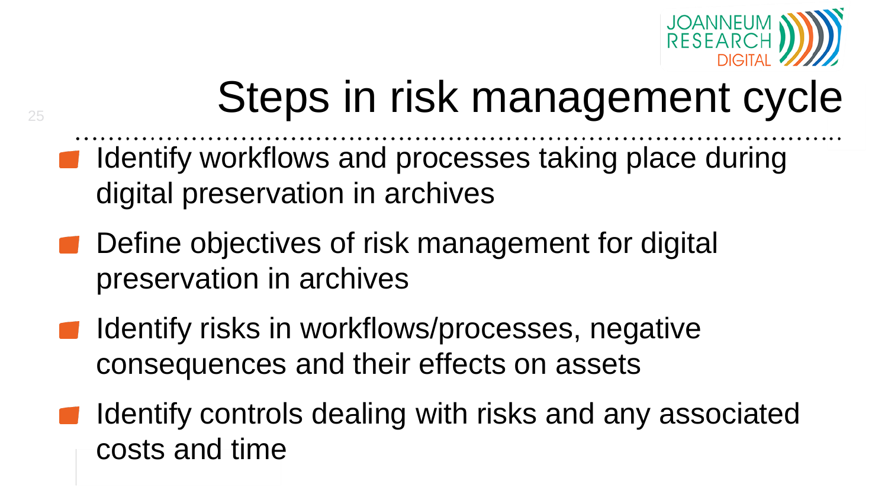# Steps in risk management cycle

- Identify workflows and processes taking place during digital preservation in archives
- Define objectives of risk management for digital preservation in archives
- Identify risks in workflows/processes, negative consequences and their effects on assets
- Identify controls dealing with risks and any associated costs and time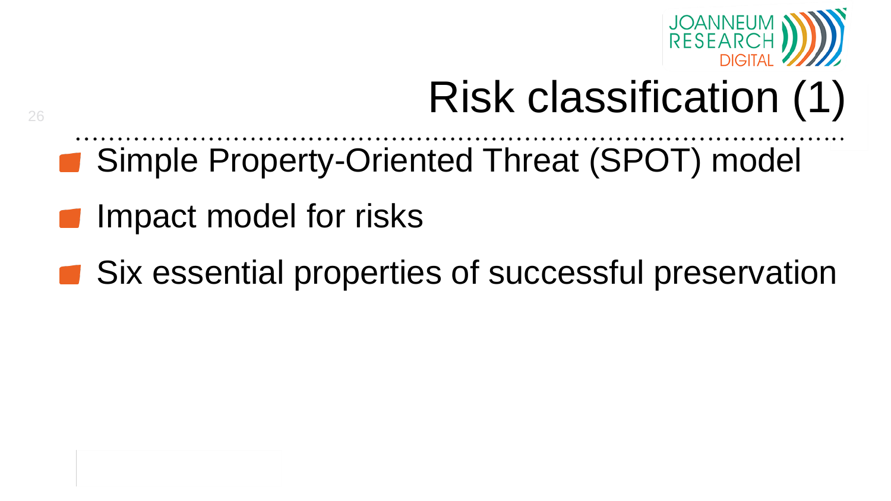# Risk classification (1)

- Simple Property-Oriented Threat (SPOT) model
- Impact model for risks
- Six essential properties of successful preservation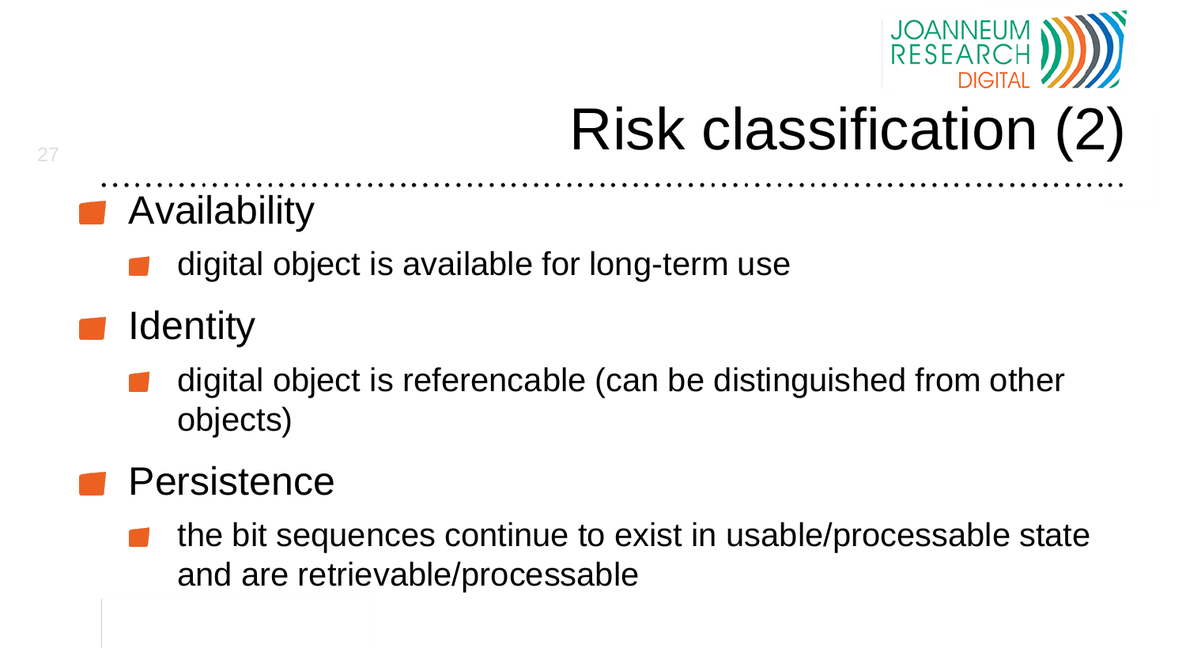# Risk classification (2)

- Availability
  - digital object is available for long-term use
- Identity
  - digital object is referencable (can be distinguished from other objects)
- Persistence
  - the bit sequences continue to exist in usable/processable state and are retrievable/processable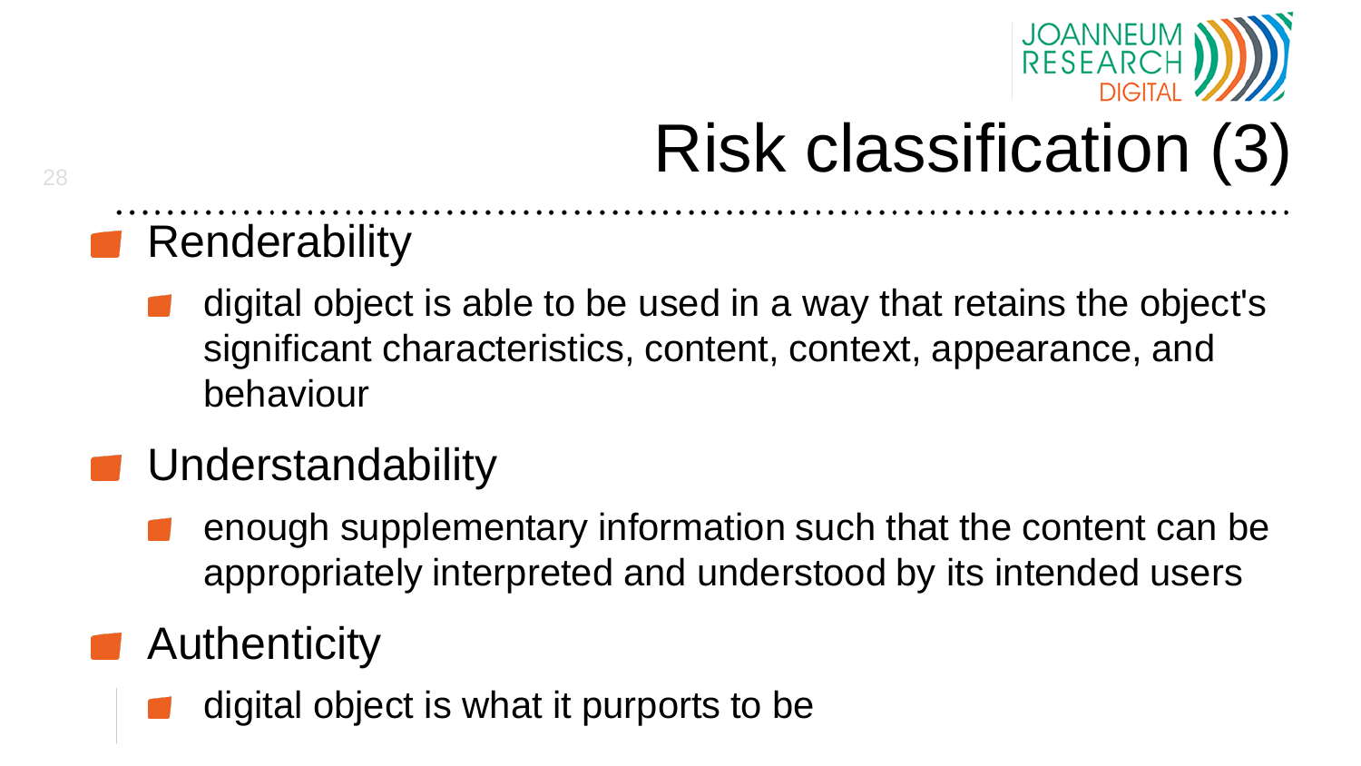# Risk classification (3)

- Renderability
  - digital object is able to be used in a way that retains the object's significant characteristics, content, context, appearance, and behaviour
- Understandability
  - enough supplementary information such that the content can be appropriately interpreted and understood by its intended users
- Authenticity
  - digital object is what it purports to be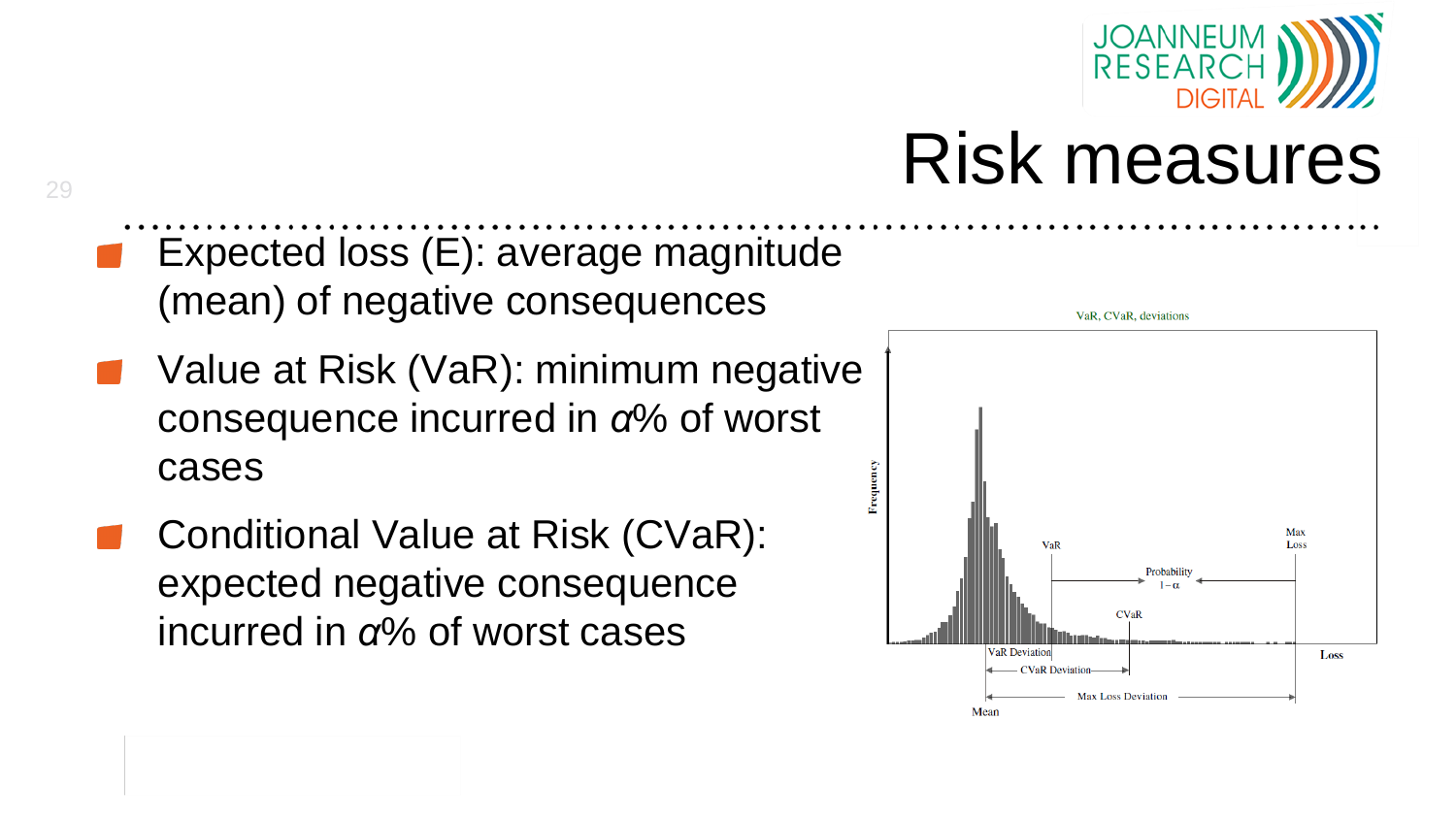# Risk measures

- Expected loss (E): average magnitude (mean) of negative consequences
- Value at Risk (VaR): minimum negative consequence incurred in $\alpha$% of worst cases
- Conditional Value at Risk (CVaR): expected negative consequence incurred in $\alpha$% of worst cases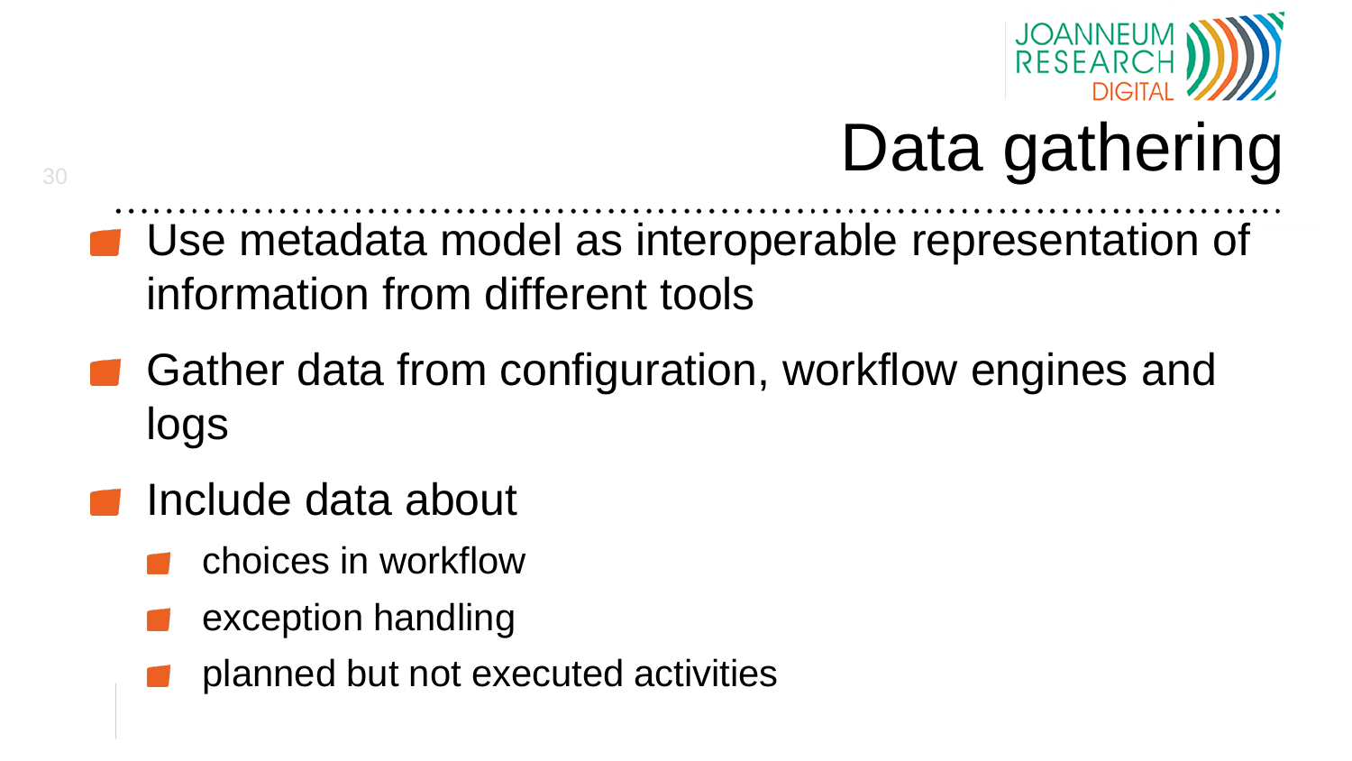# Data gathering

- Use metadata model as interoperable representation of information from different tools
- Gather data from configuration, workflow engines and logs
- Include data about
  - choices in workflow
  - exception handling
  - planned but not executed activities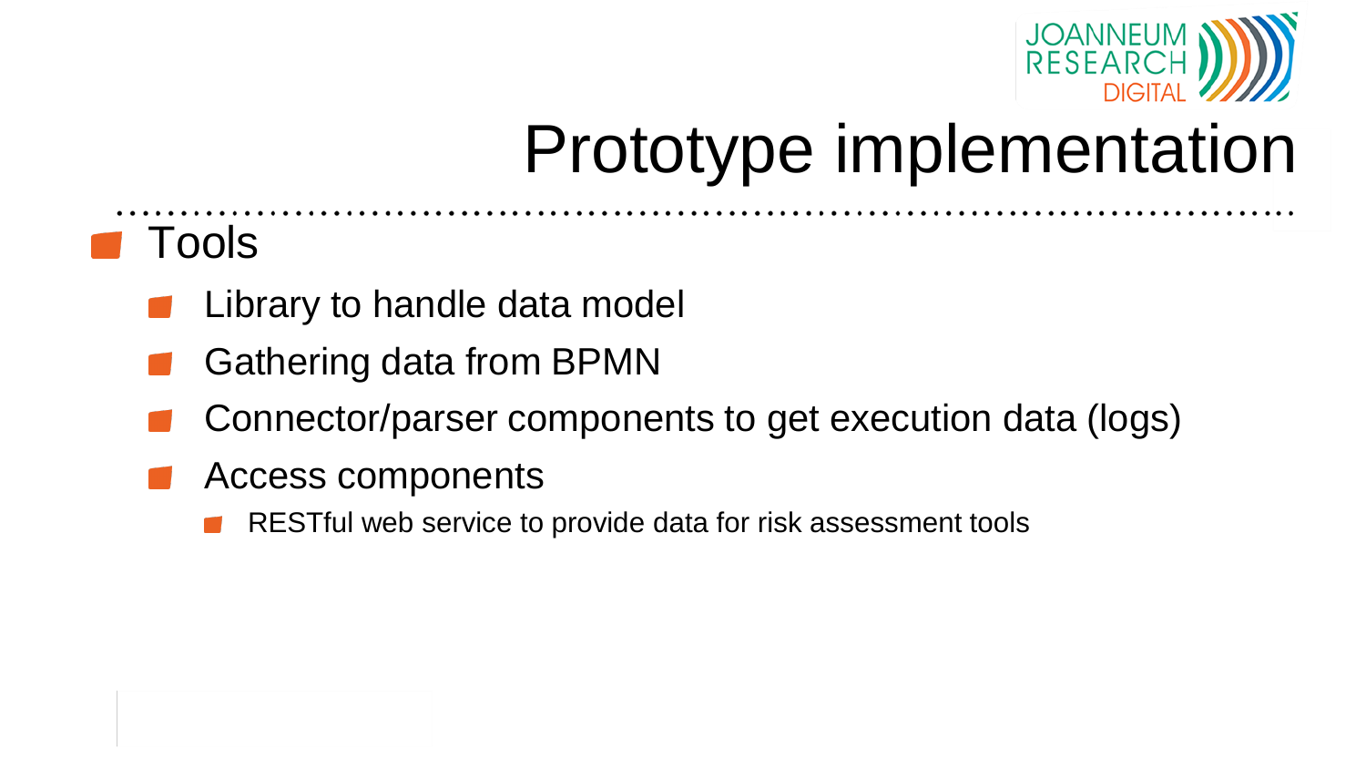# Prototype implementation

- Tools
  - Library to handle data model
  - Gathering data from BPMN
  - Connector/parser components to get execution data (logs)
  - Access components
    - RESTful web service to provide data for risk assessment tools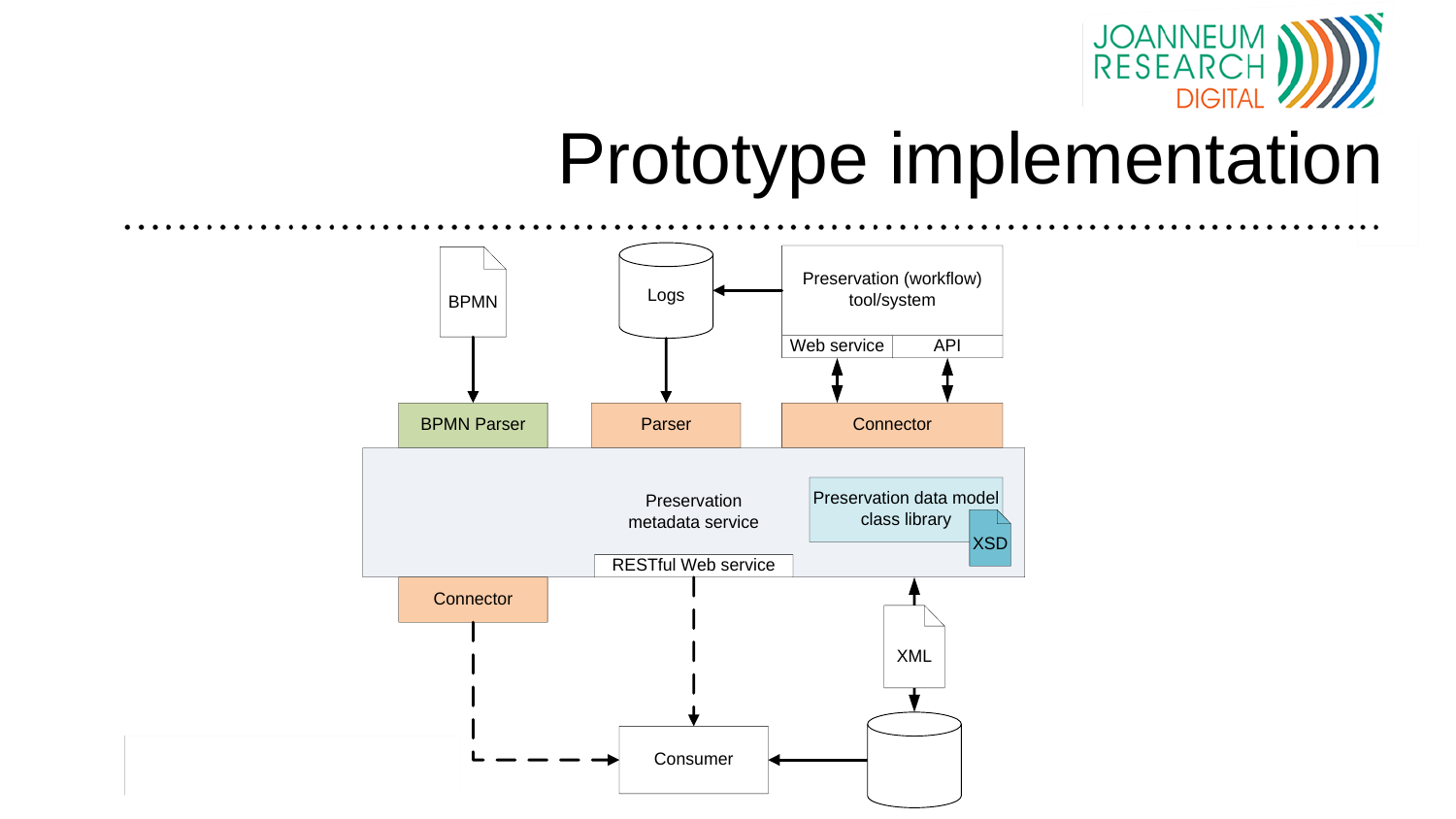# Prototype implementation

BPMN

Logs

Preservation (workflow) tool/system

Web service | API

BPMN Parser

Parser

Connector

Preservation metadata service

Preservation data model class library

XSD

RESTful Web service

Connector

XML

Consumer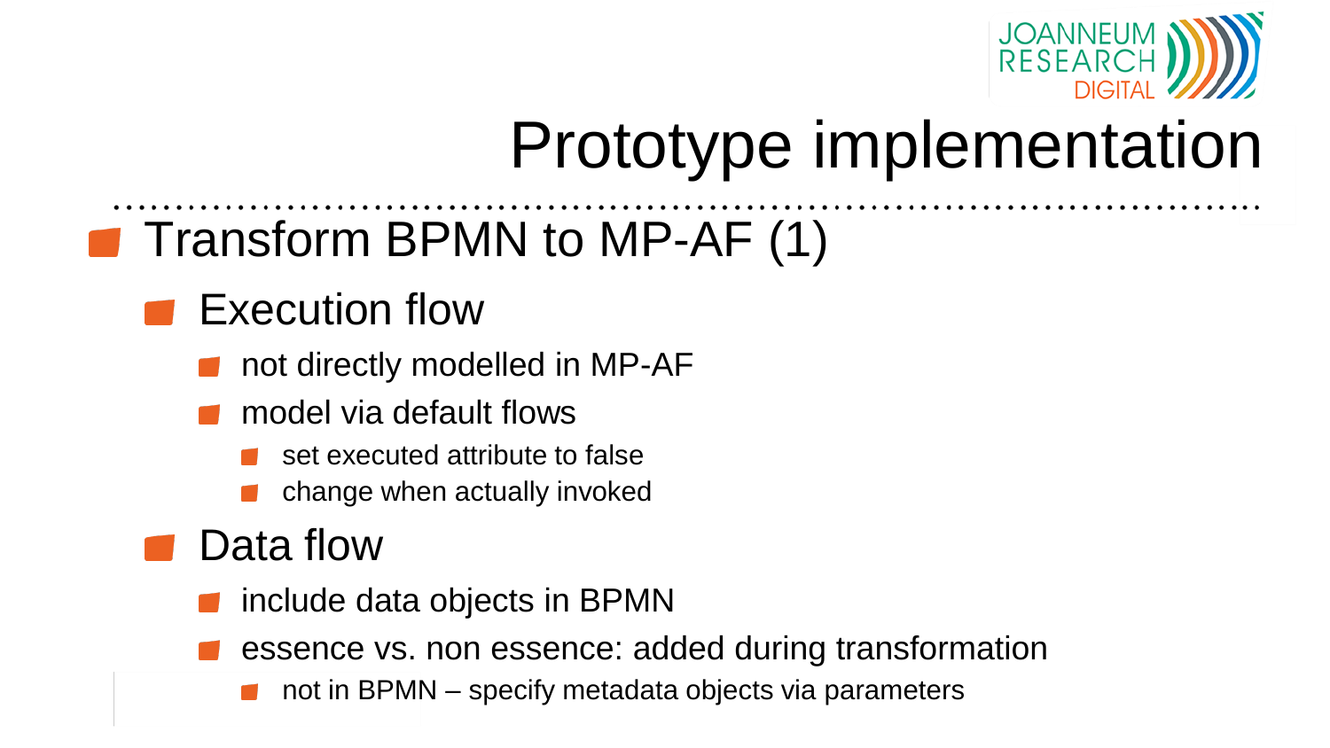# Prototype implementation

- Transform BPMN to MP-AF (1)
  - Execution flow
    - not directly modelled in MP-AF
    - model via default flows
      - set executed attribute to false
      - change when actually invoked
  - Data flow
    - include data objects in BPMN
    - essence vs. non essence: added during transformation
      - not in BPMN – specify metadata objects via parameters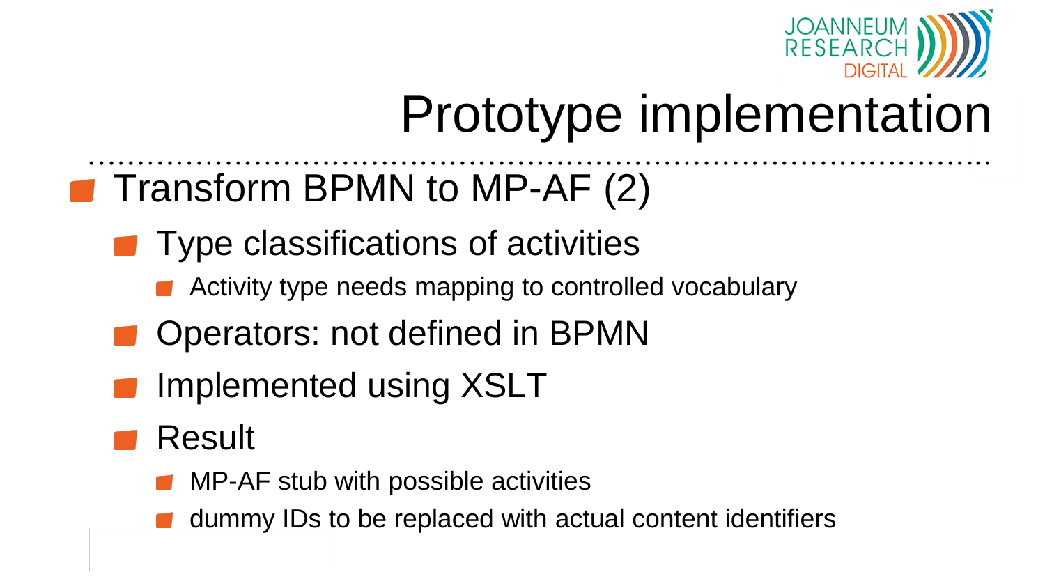# Prototype implementation

- Transform BPMN to MP-AF (2)
  - Type classifications of activities
    - Activity type needs mapping to controlled vocabulary
  - Operators: not defined in BPMN
  - Implemented using XSLT
  - Result
    - MP-AF stub with possible activities
    - dummy IDs to be replaced with actual content identifiers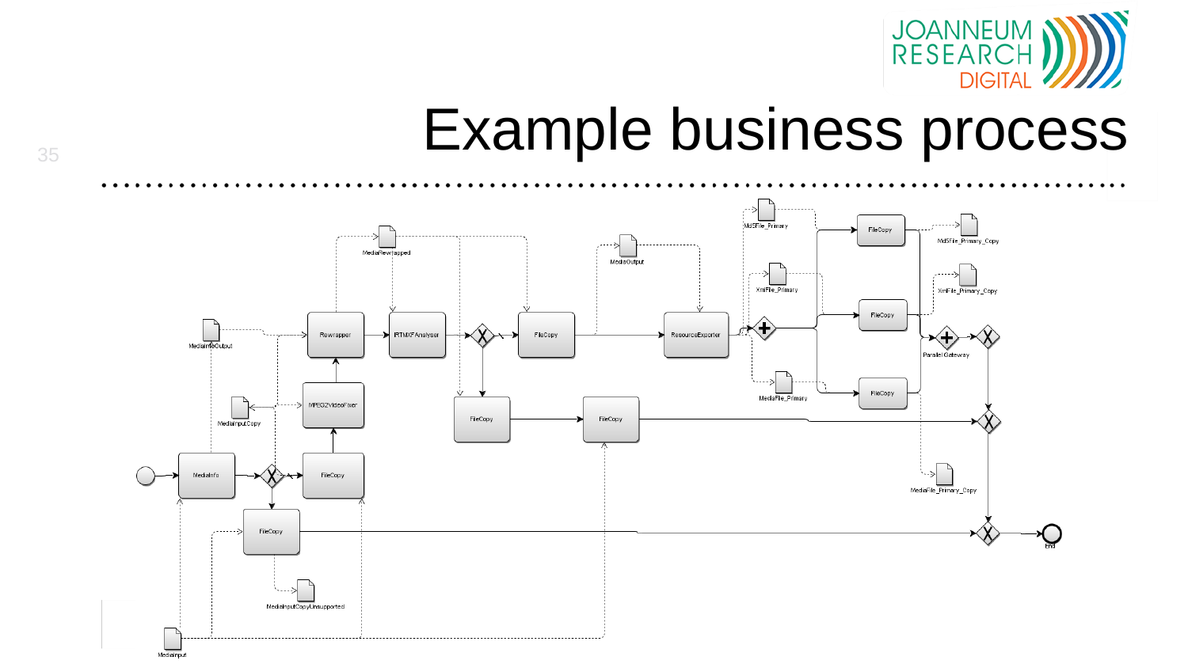# Example business process

MediaRewrapped

MediaOutput

Md5File_Primary

XmlFile_Primary

MediaInfoOutput

Rewrapper

IRTMXFAnalyser

FileCopy

ResourceExporter

FileCopy

FileCopy

FileCopy

Md5File_Primary_Copy

XmlFile_Primary_Copy

Parallel Gateway

MediaFile_Primary

MediaInputCopy

MPEG2VideoFixer

FileCopy

FileCopy

MediaFile_Primary_Copy

MediaInfo

FileCopy

FileCopy

End

MediaInputCopyUnsupported

MediaInput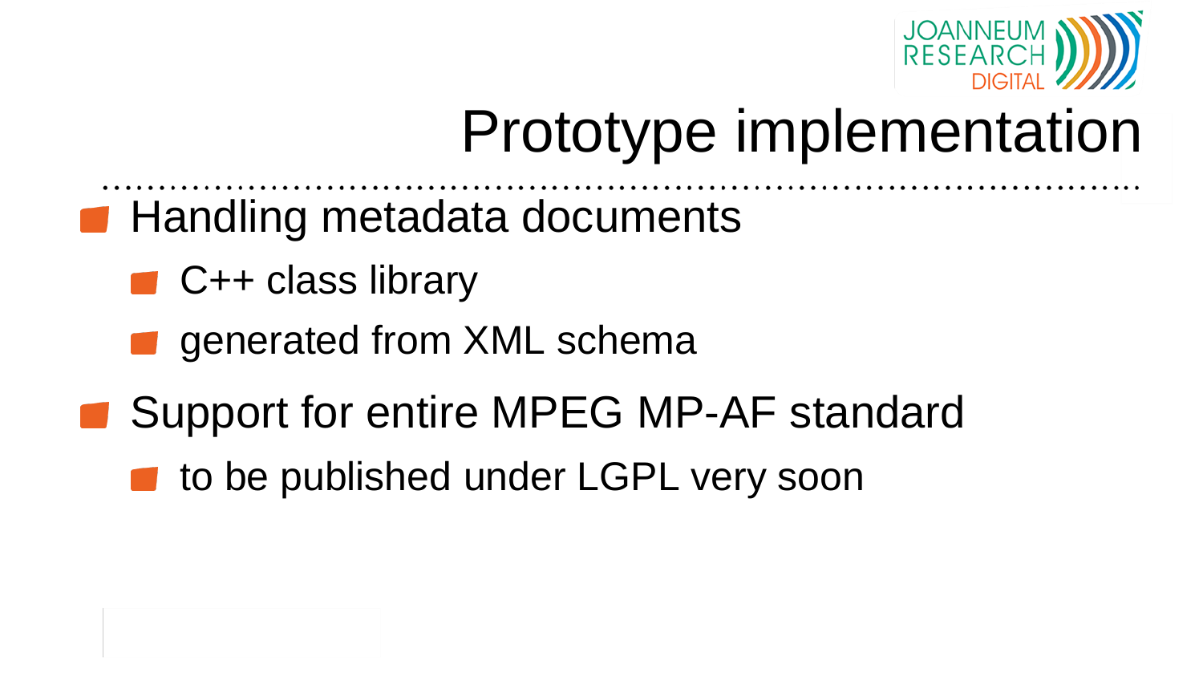# Prototype implementation

- Handling metadata documents
  - C++ class library
  - generated from XML schema
- Support for entire MPEG MP-AF standard
  - to be published under LGPL very soon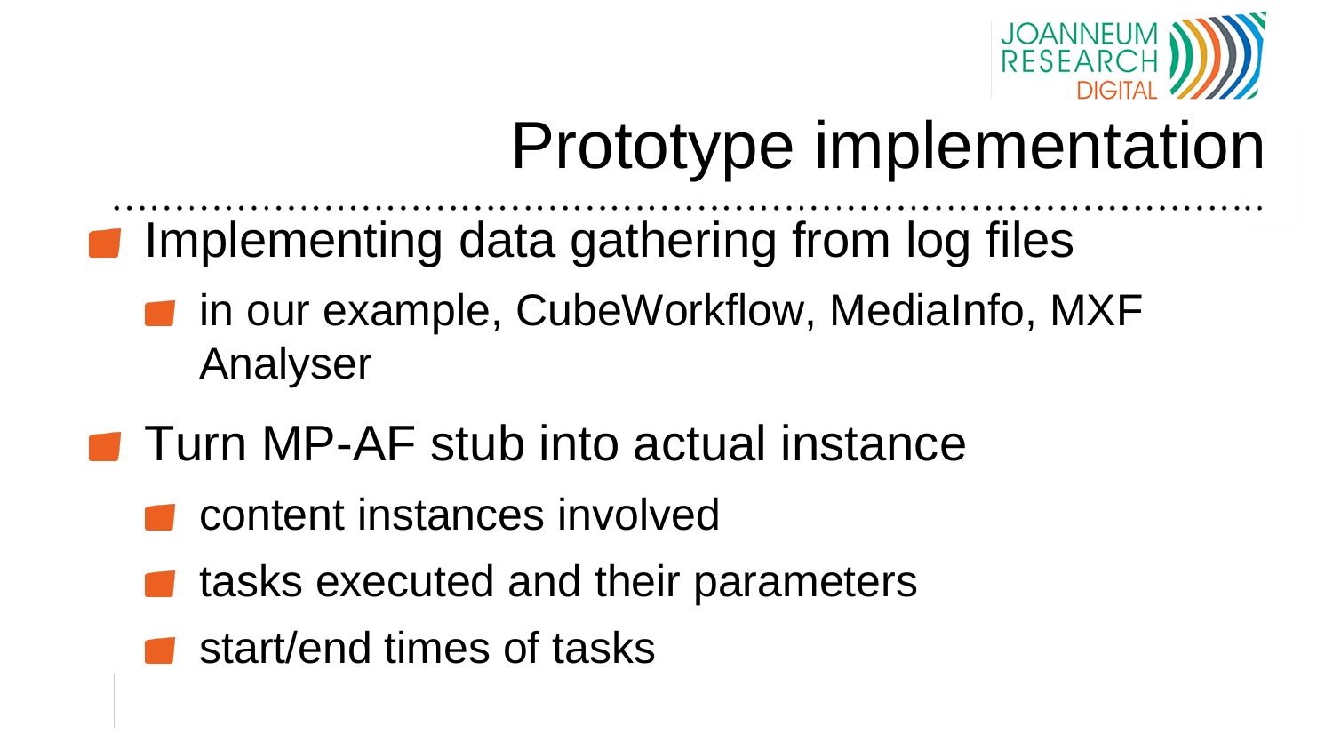# Prototype implementation

- Implementing data gathering from log files
  - in our example, CubeWorkflow, MediaInfo, MXF Analyser
- Turn MP-AF stub into actual instance
  - content instances involved
  - tasks executed and their parameters
  - start/end times of tasks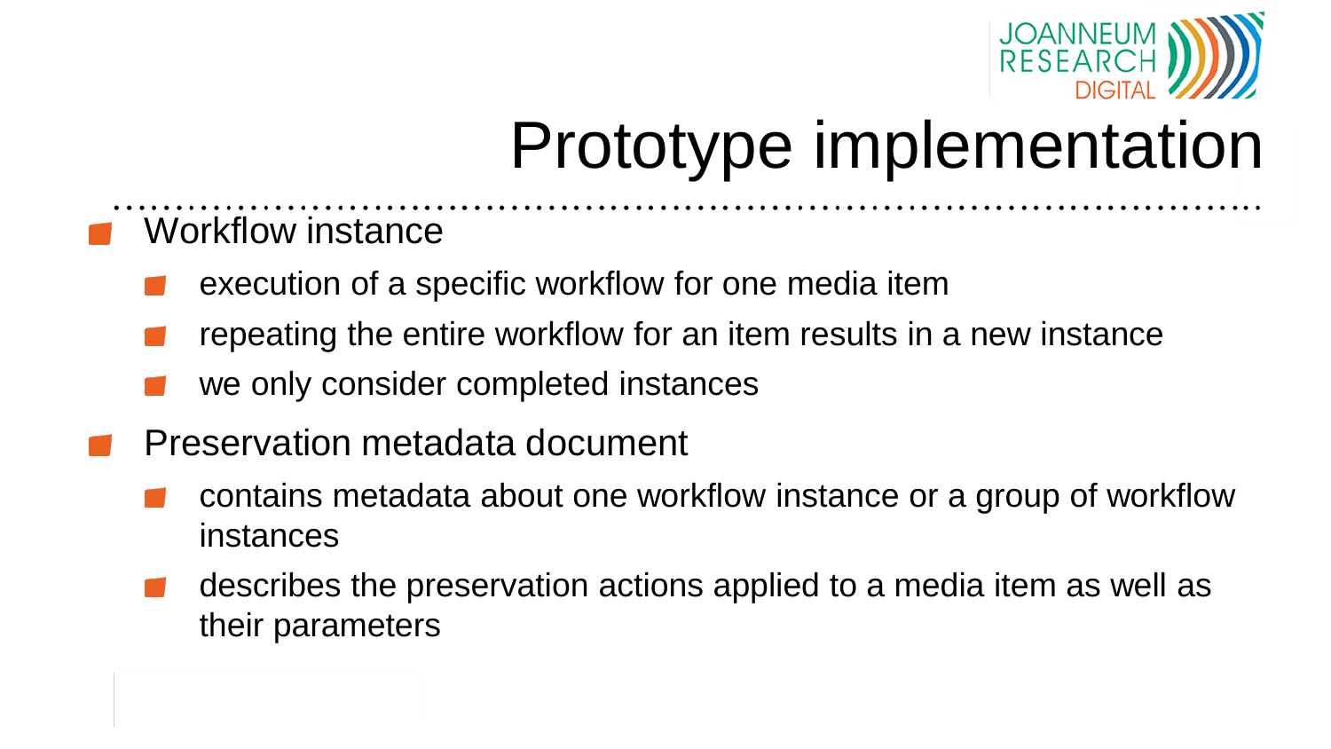# Prototype implementation

- Workflow instance
  - execution of a specific workflow for one media item
  - repeating the entire workflow for an item results in a new instance
  - we only consider completed instances
- Preservation metadata document
  - contains metadata about one workflow instance or a group of workflow instances
  - describes the preservation actions applied to a media item as well as their parameters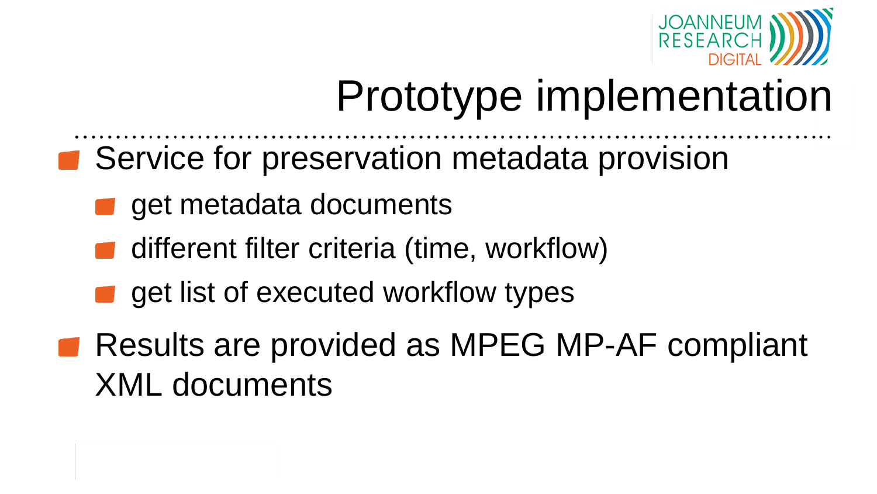# Prototype implementation

- Service for preservation metadata provision
  - get metadata documents
  - different filter criteria (time, workflow)
  - get list of executed workflow types
- Results are provided as MPEG MP-AF compliant XML documents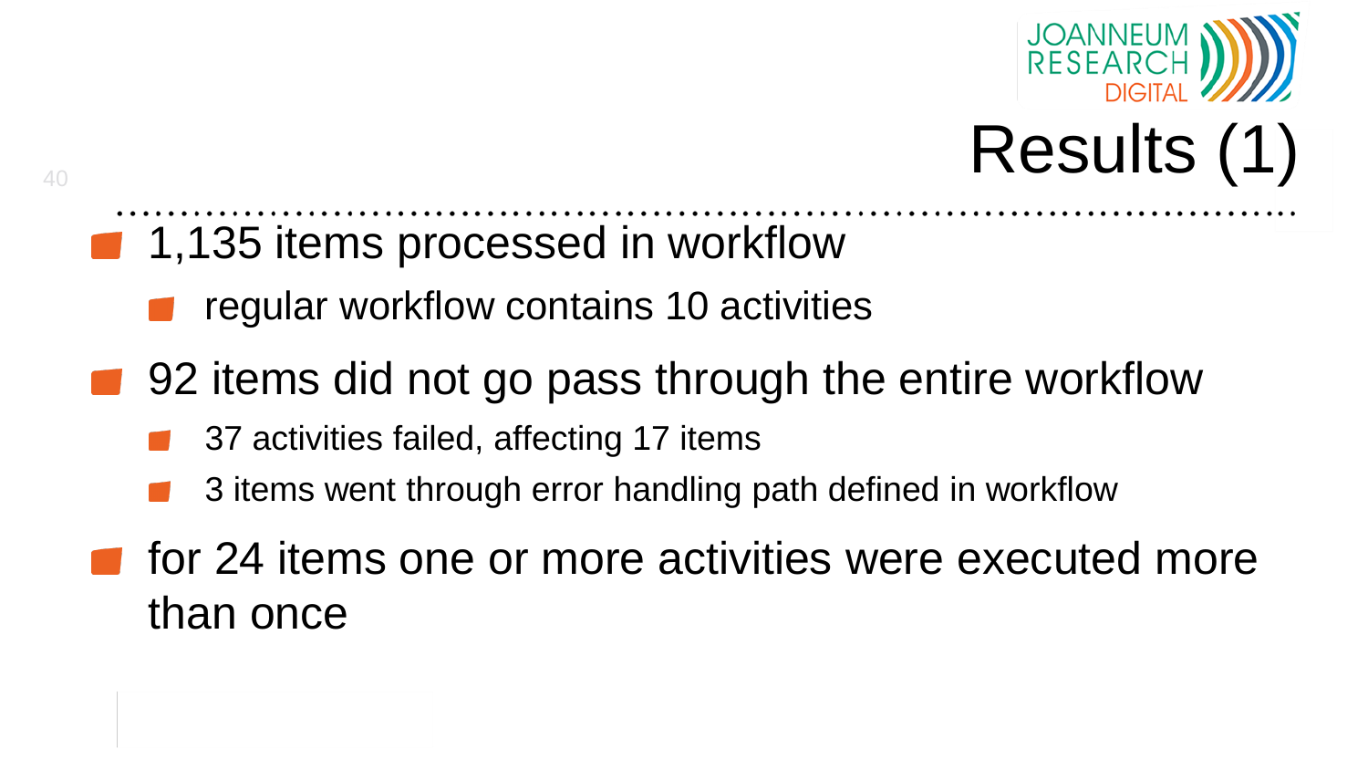# Results (1)

- 1,135 items processed in workflow
  - regular workflow contains 10 activities
- 92 items did not go pass through the entire workflow
  - 37 activities failed, affecting 17 items
  - 3 items went through error handling path defined in workflow
- for 24 items one or more activities were executed more than once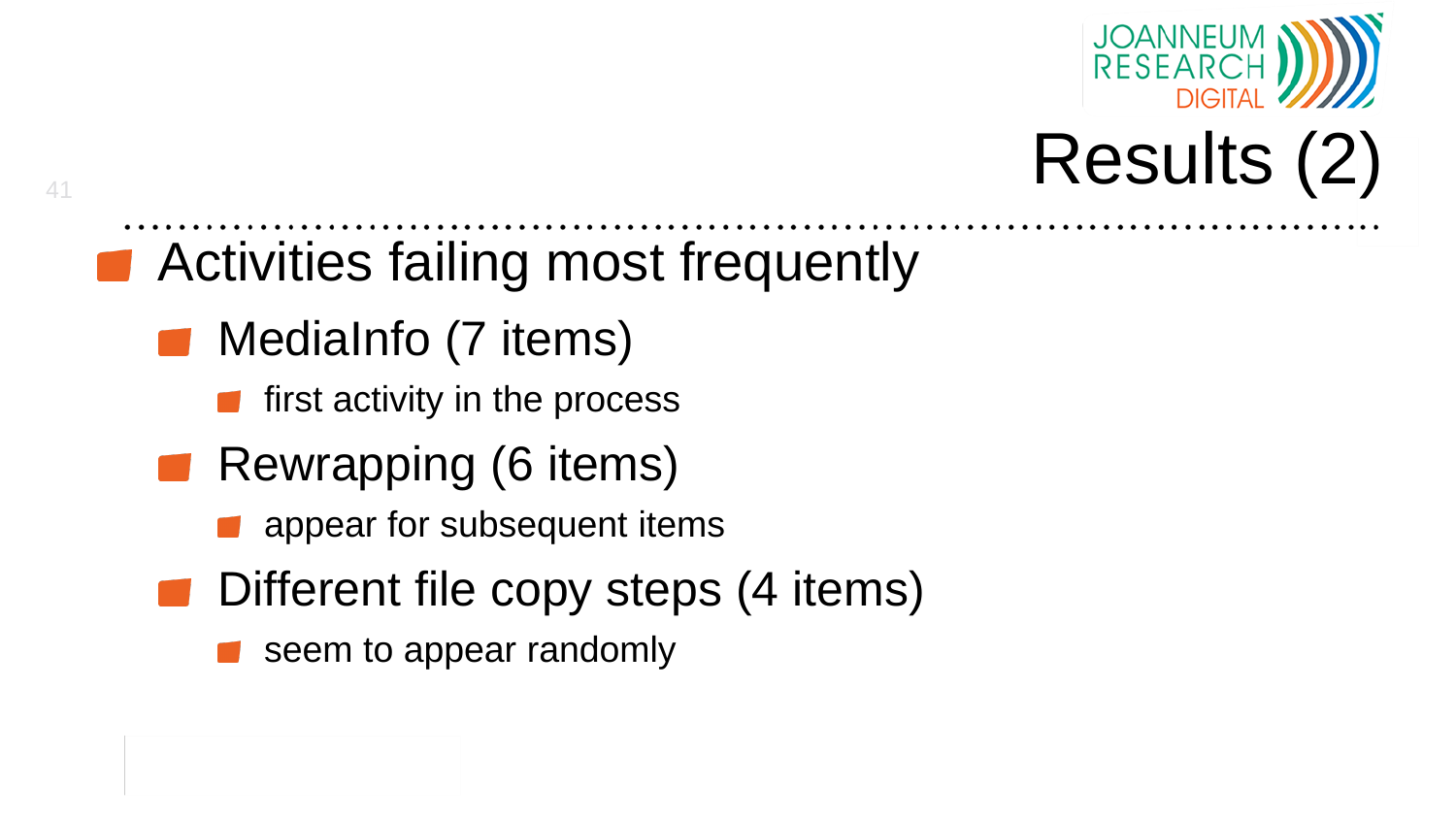# Results (2)

- Activities failing most frequently
  - MediaInfo (7 items)
    - first activity in the process
  - Rewrapping (6 items)
    - appear for subsequent items
  - Different file copy steps (4 items)
    - seem to appear randomly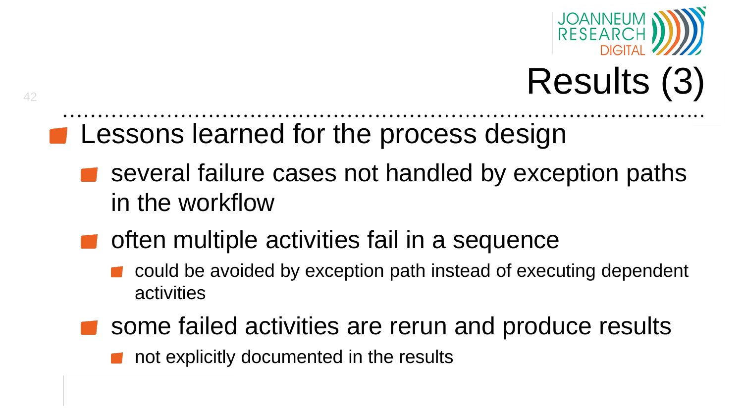# Results (3)

- Lessons learned for the process design
  - several failure cases not handled by exception paths in the workflow
  - often multiple activities fail in a sequence
    - could be avoided by exception path instead of executing dependent activities
  - some failed activities are rerun and produce results
    - not explicitly documented in the results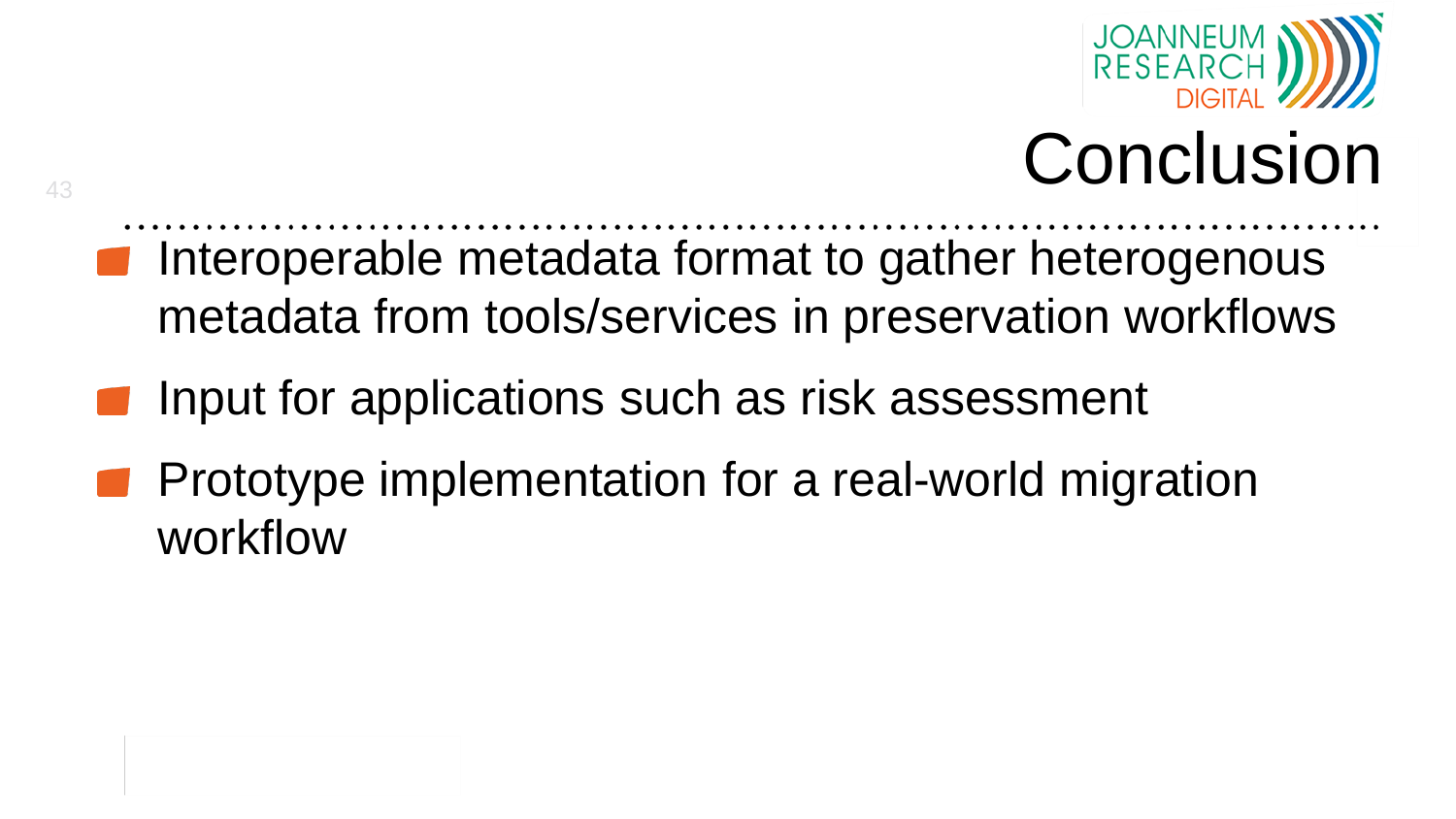# Conclusion

- Interoperable metadata format to gather heterogenous metadata from tools/services in preservation workflows
- Input for applications such as risk assessment
- Prototype implementation for a real-world migration workflow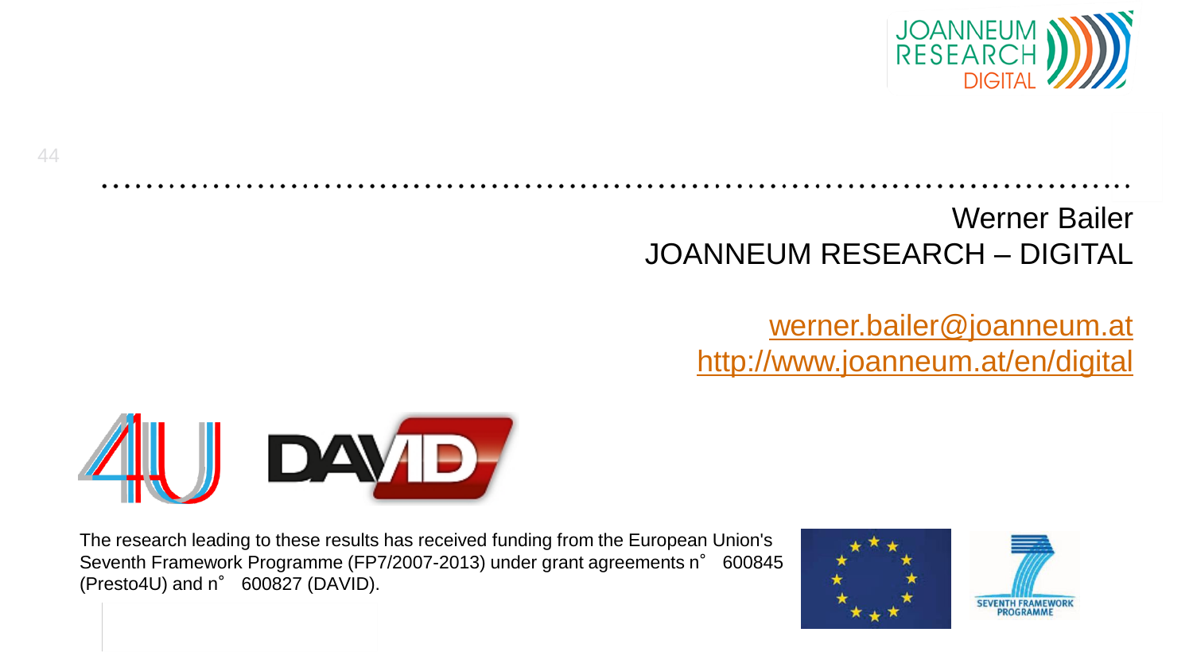Werner Bailer
JOANNEUM RESEARCH – DIGITAL

werner.bailer@joanneum.at
http://www.joanneum.at/en/digital

The research leading to these results has received funding from the European Union's Seventh Framework Programme (FP7/2007-2013) under grant agreements n° 600845 (Presto4U) and n° 600827 (DAVID).